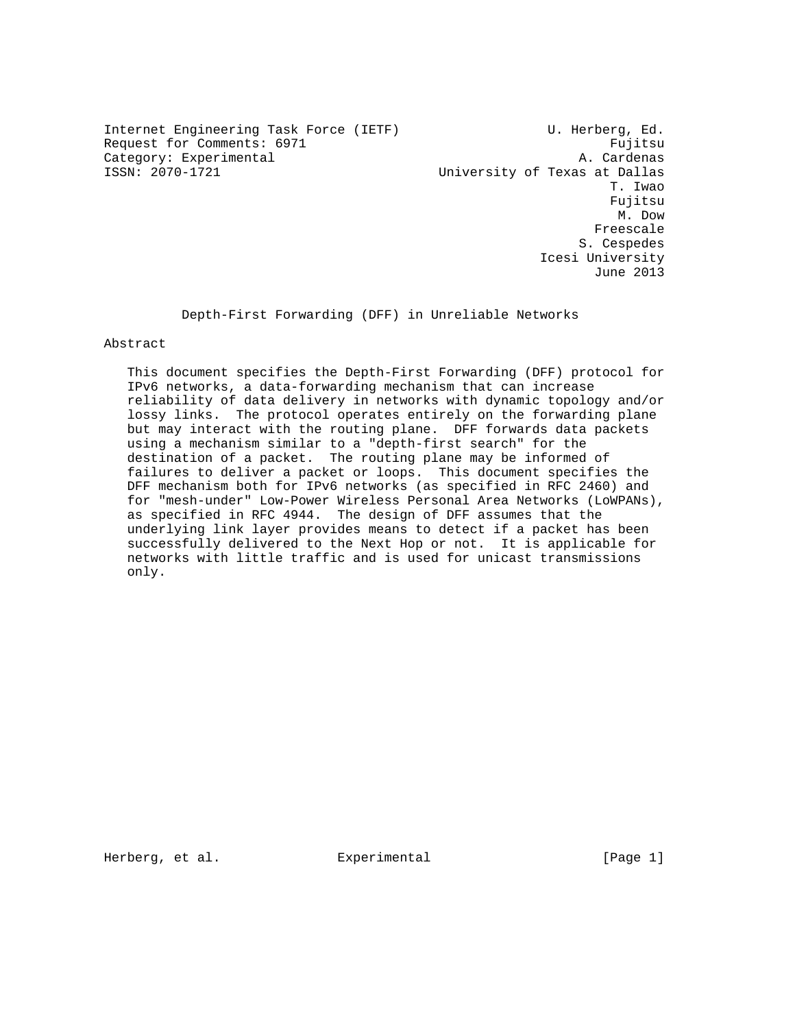Internet Engineering Task Force (IETF)  
Request for Comments: 6971  
Category: Experimental  
ISSN: 2070-1721

U. Herberg, Ed.  
Fujitsu  
A. Cardenas  
University of Texas at Dallas  
T. Iwao  
Fujitsu  
M. Dow  
Freescale  
S. Cespedes  
Icesi University  
June 2013

# Depth-First Forwarding (DFF) in Unreliable Networks

## Abstract

This document specifies the Depth-First Forwarding (DFF) protocol for IPv6 networks, a data-forwarding mechanism that can increase reliability of data delivery in networks with dynamic topology and/or lossy links. The protocol operates entirely on the forwarding plane but may interact with the routing plane. DFF forwards data packets using a mechanism similar to a "depth-first search" for the destination of a packet. The routing plane may be informed of failures to deliver a packet or loops. This document specifies the DFF mechanism both for IPv6 networks (as specified in RFC 2460) and for "mesh-under" Low-Power Wireless Personal Area Networks (LoWPANs), as specified in RFC 4944. The design of DFF assumes that the underlying link layer provides means to detect if a packet has been successfully delivered to the Next Hop or not. It is applicable for networks with little traffic and is used for unicast transmissions only.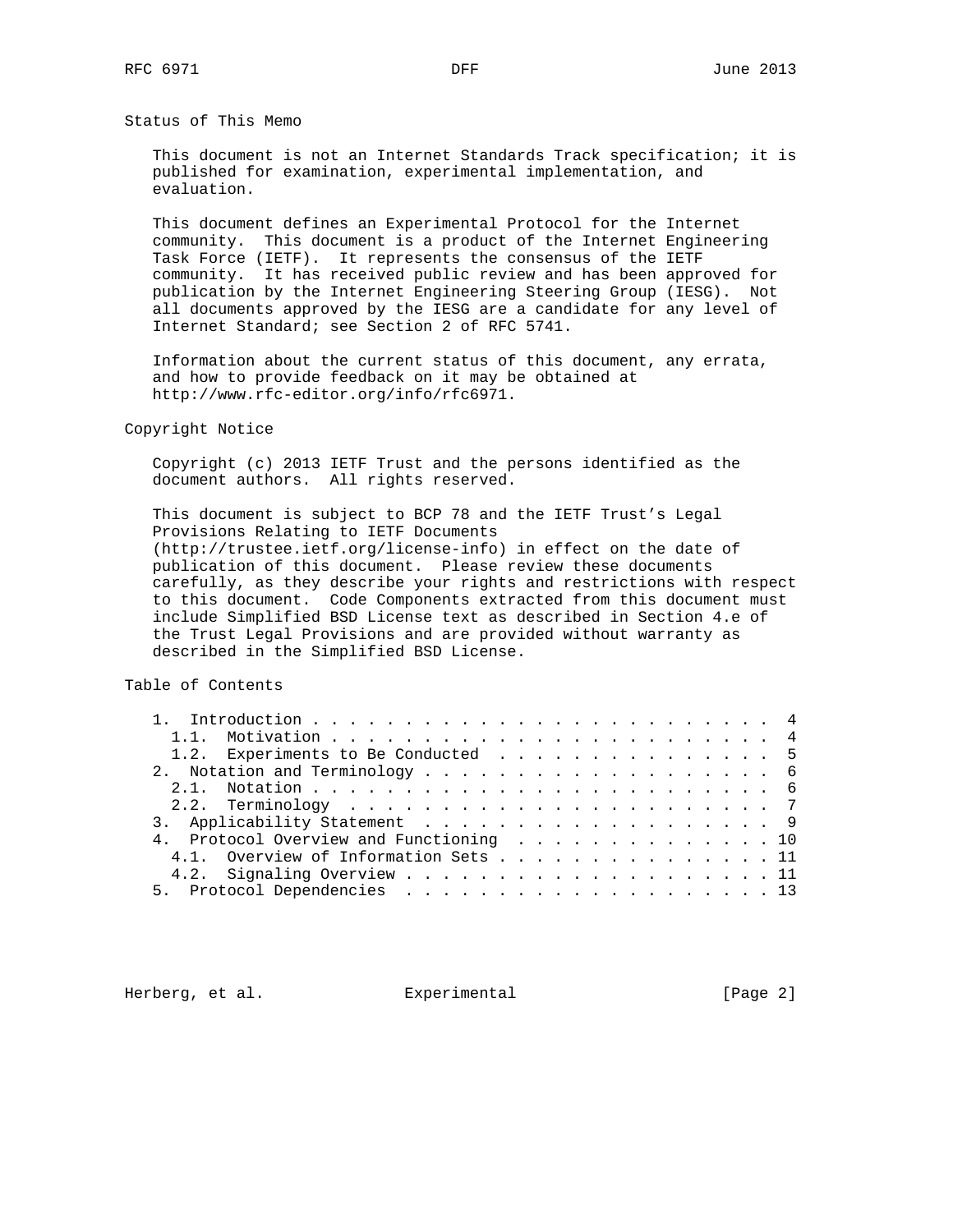## Status of This Memo

This document is not an Internet Standards Track specification; it is published for examination, experimental implementation, and evaluation.

This document defines an Experimental Protocol for the Internet community. This document is a product of the Internet Engineering Task Force (IETF). It represents the consensus of the IETF community. It has received public review and has been approved for publication by the Internet Engineering Steering Group (IESG). Not all documents approved by the IESG are a candidate for any level of Internet Standard; see Section 2 of RFC 5741.

Information about the current status of this document, any errata, and how to provide feedback on it may be obtained at http://www.rfc-editor.org/info/rfc6971.

## Copyright Notice

Copyright (c) 2013 IETF Trust and the persons identified as the document authors. All rights reserved.

This document is subject to BCP 78 and the IETF Trust's Legal Provisions Relating to IETF Documents (http://trustee.ietf.org/license-info) in effect on the date of publication of this document. Please review these documents carefully, as they describe your rights and restrictions with respect to this document. Code Components extracted from this document must include Simplified BSD License text as described in Section 4.e of the Trust Legal Provisions and are provided without warranty as described in the Simplified BSD License.

## Table of Contents

```
   1.  Introduction . . . . . . . . . . . . . . . . . . . . . . . .   4
     1.1.  Motivation . . . . . . . . . . . . . . . . . . . . . . .   4
     1.2.  Experiments to Be Conducted  . . . . . . . . . . . . . .   5
   2.  Notation and Terminology . . . . . . . . . . . . . . . . . .   6
     2.1.  Notation . . . . . . . . . . . . . . . . . . . . . . . .   6
     2.2.  Terminology  . . . . . . . . . . . . . . . . . . . . . .   7
   3.  Applicability Statement  . . . . . . . . . . . . . . . . . .   9
   4.  Protocol Overview and Functioning  . . . . . . . . . . . . .  10
     4.1.  Overview of Information Sets . . . . . . . . . . . . . .  11
     4.2.  Signaling Overview . . . . . . . . . . . . . . . . . . .  11
   5.  Protocol Dependencies  . . . . . . . . . . . . . . . . . . .  13
```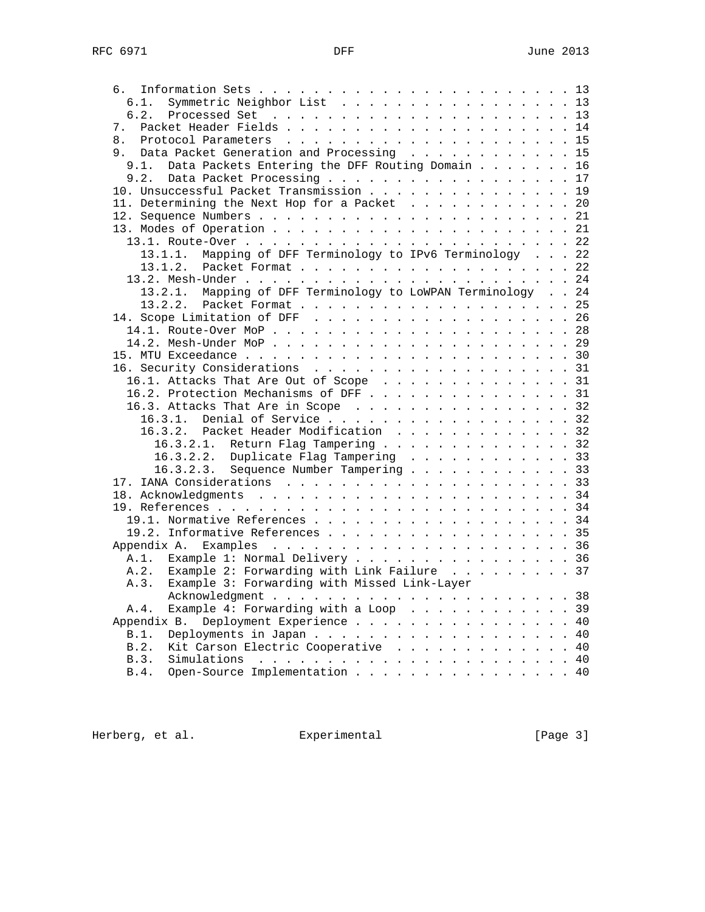```
   6.  Information Sets . . . . . . . . . . . . . . . . . . . . . . . 13
     6.1.  Symmetric Neighbor List  . . . . . . . . . . . . . . . . . 13
     6.2.  Processed Set  . . . . . . . . . . . . . . . . . . . . . . 13
   7.  Packet Header Fields . . . . . . . . . . . . . . . . . . . . . 14
   8.  Protocol Parameters  . . . . . . . . . . . . . . . . . . . . . 15
   9.  Data Packet Generation and Processing  . . . . . . . . . . . . 15
     9.1.  Data Packets Entering the DFF Routing Domain . . . . . . . 16
     9.2.  Data Packet Processing . . . . . . . . . . . . . . . . . . 17
   10. Unsuccessful Packet Transmission . . . . . . . . . . . . . . . 19
   11. Determining the Next Hop for a Packet  . . . . . . . . . . . . 20
   12. Sequence Numbers . . . . . . . . . . . . . . . . . . . . . . . 21
   13. Modes of Operation . . . . . . . . . . . . . . . . . . . . . . 21
     13.1. Route-Over . . . . . . . . . . . . . . . . . . . . . . . . 22
       13.1.1.  Mapping of DFF Terminology to IPv6 Terminology . . . 22
       13.1.2.  Packet Format . . . . . . . . . . . . . . . . . . . . 22
     13.2. Mesh-Under . . . . . . . . . . . . . . . . . . . . . . . . 24
       13.2.1.  Mapping of DFF Terminology to LoWPAN Terminology  . . 24
       13.2.2.  Packet Format . . . . . . . . . . . . . . . . . . . . 25
   14. Scope Limitation of DFF  . . . . . . . . . . . . . . . . . . . 26
     14.1. Route-Over MoP . . . . . . . . . . . . . . . . . . . . . . 28
     14.2. Mesh-Under MoP . . . . . . . . . . . . . . . . . . . . . . 29
   15. MTU Exceedance . . . . . . . . . . . . . . . . . . . . . . . . 30
   16. Security Considerations  . . . . . . . . . . . . . . . . . . . 31
     16.1. Attacks That Are Out of Scope  . . . . . . . . . . . . . . 31
     16.2. Protection Mechanisms of DFF . . . . . . . . . . . . . . . 31
     16.3. Attacks That Are in Scope  . . . . . . . . . . . . . . . . 32
       16.3.1.  Denial of Service . . . . . . . . . . . . . . . . . . 32
       16.3.2.  Packet Header Modification  . . . . . . . . . . . . . 32
         16.3.2.1.  Return Flag Tampering . . . . . . . . . . . . . . 32
         16.3.2.2.  Duplicate Flag Tampering  . . . . . . . . . . . . 33
         16.3.2.3.  Sequence Number Tampering . . . . . . . . . . . . 33
   17. IANA Considerations  . . . . . . . . . . . . . . . . . . . . . 33
   18. Acknowledgments  . . . . . . . . . . . . . . . . . . . . . . . 34
   19. References . . . . . . . . . . . . . . . . . . . . . . . . . . 34
     19.1. Normative References . . . . . . . . . . . . . . . . . . . 34
     19.2. Informative References . . . . . . . . . . . . . . . . . . 35
   Appendix A.  Examples  . . . . . . . . . . . . . . . . . . . . . . 36
     A.1.  Example 1: Normal Delivery . . . . . . . . . . . . . . . . 36
     A.2.  Example 2: Forwarding with Link Failure  . . . . . . . . . 37
     A.3.  Example 3: Forwarding with Missed Link-Layer
           Acknowledgment . . . . . . . . . . . . . . . . . . . . . . 38
     A.4.  Example 4: Forwarding with a Loop  . . . . . . . . . . . . 39
   Appendix B.  Deployment Experience . . . . . . . . . . . . . . . . 40
     B.1.  Deployments in Japan . . . . . . . . . . . . . . . . . . . 40
     B.2.  Kit Carson Electric Cooperative  . . . . . . . . . . . . . 40
     B.3.  Simulations  . . . . . . . . . . . . . . . . . . . . . . . 40
     B.4.  Open-Source Implementation . . . . . . . . . . . . . . . . 40
```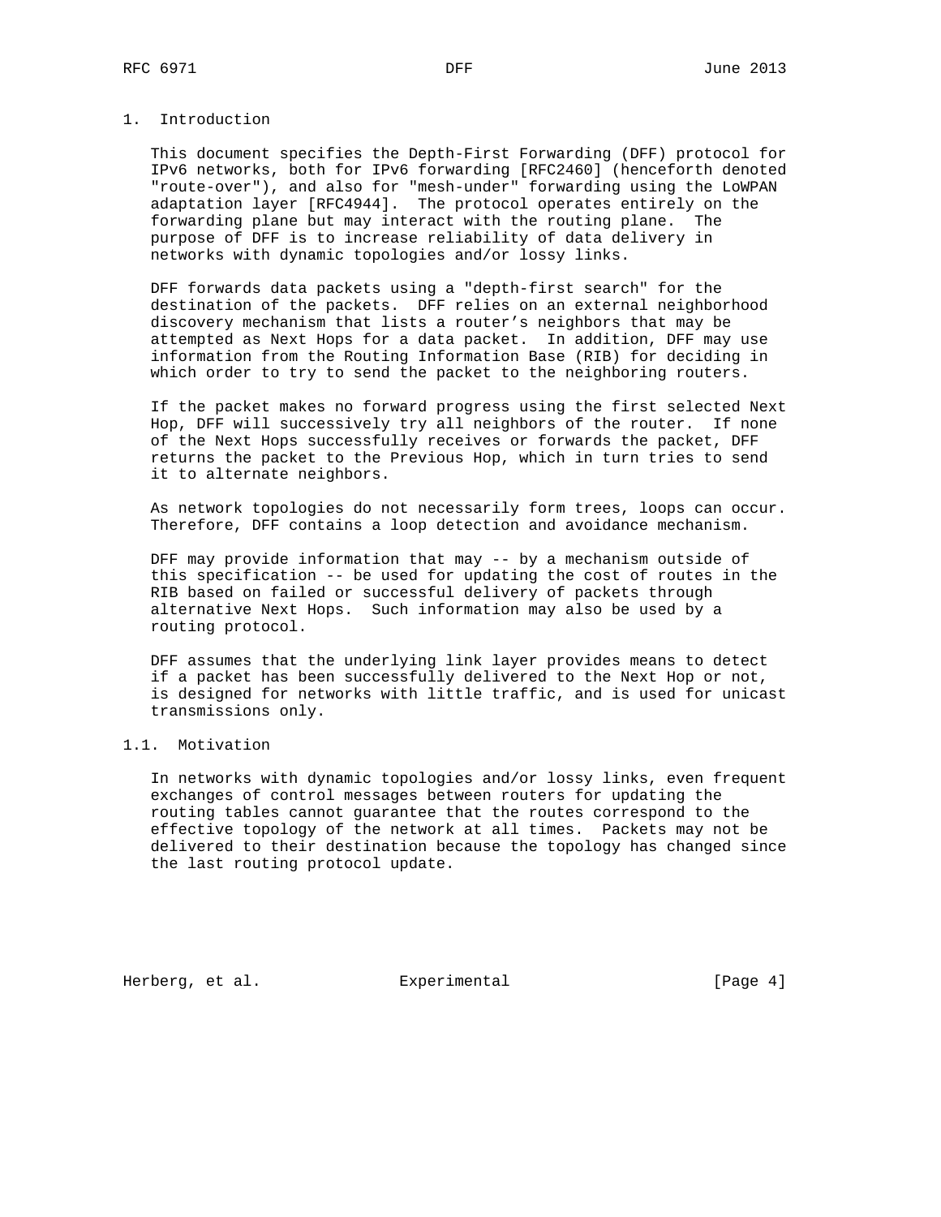# 1. Introduction

This document specifies the Depth-First Forwarding (DFF) protocol for IPv6 networks, both for IPv6 forwarding [RFC2460] (henceforth denoted "route-over"), and also for "mesh-under" forwarding using the LoWPAN adaptation layer [RFC4944]. The protocol operates entirely on the forwarding plane but may interact with the routing plane. The purpose of DFF is to increase reliability of data delivery in networks with dynamic topologies and/or lossy links.

DFF forwards data packets using a "depth-first search" for the destination of the packets. DFF relies on an external neighborhood discovery mechanism that lists a router's neighbors that may be attempted as Next Hops for a data packet. In addition, DFF may use information from the Routing Information Base (RIB) for deciding in which order to try to send the packet to the neighboring routers.

If the packet makes no forward progress using the first selected Next Hop, DFF will successively try all neighbors of the router. If none of the Next Hops successfully receives or forwards the packet, DFF returns the packet to the Previous Hop, which in turn tries to send it to alternate neighbors.

As network topologies do not necessarily form trees, loops can occur. Therefore, DFF contains a loop detection and avoidance mechanism.

DFF may provide information that may -- by a mechanism outside of this specification -- be used for updating the cost of routes in the RIB based on failed or successful delivery of packets through alternative Next Hops. Such information may also be used by a routing protocol.

DFF assumes that the underlying link layer provides means to detect if a packet has been successfully delivered to the Next Hop or not, is designed for networks with little traffic, and is used for unicast transmissions only.

## 1.1. Motivation

In networks with dynamic topologies and/or lossy links, even frequent exchanges of control messages between routers for updating the routing tables cannot guarantee that the routes correspond to the effective topology of the network at all times. Packets may not be delivered to their destination because the topology has changed since the last routing protocol update.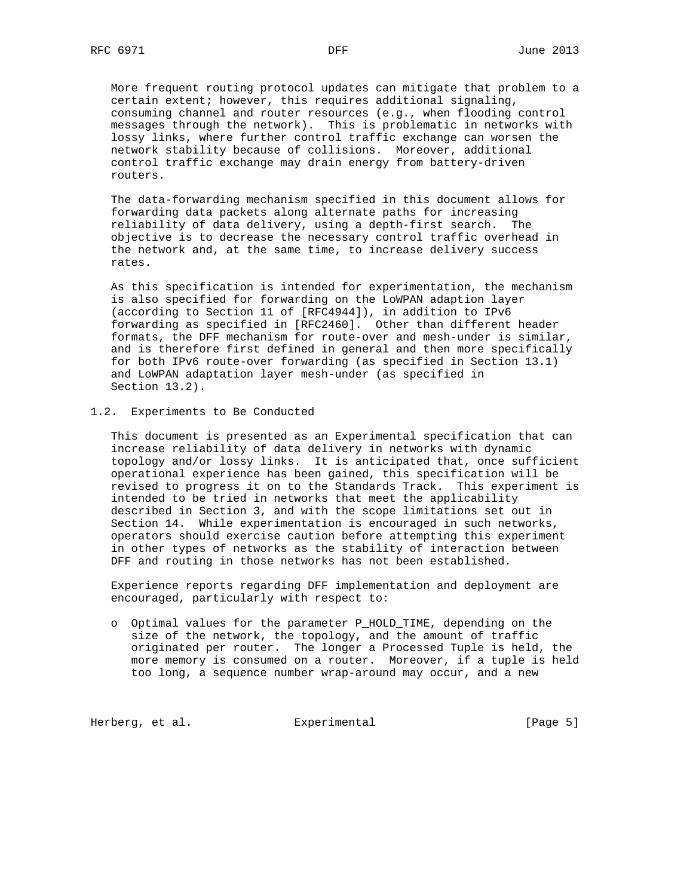More frequent routing protocol updates can mitigate that problem to a certain extent; however, this requires additional signaling, consuming channel and router resources (e.g., when flooding control messages through the network). This is problematic in networks with lossy links, where further control traffic exchange can worsen the network stability because of collisions. Moreover, additional control traffic exchange may drain energy from battery-driven routers.

The data-forwarding mechanism specified in this document allows for forwarding data packets along alternate paths for increasing reliability of data delivery, using a depth-first search. The objective is to decrease the necessary control traffic overhead in the network and, at the same time, to increase delivery success rates.

As this specification is intended for experimentation, the mechanism is also specified for forwarding on the LoWPAN adaption layer (according to Section 11 of [RFC4944]), in addition to IPv6 forwarding as specified in [RFC2460]. Other than different header formats, the DFF mechanism for route-over and mesh-under is similar, and is therefore first defined in general and then more specifically for both IPv6 route-over forwarding (as specified in Section 13.1) and LoWPAN adaptation layer mesh-under (as specified in Section 13.2).

### 1.2. Experiments to Be Conducted

This document is presented as an Experimental specification that can increase reliability of data delivery in networks with dynamic topology and/or lossy links. It is anticipated that, once sufficient operational experience has been gained, this specification will be revised to progress it on to the Standards Track. This experiment is intended to be tried in networks that meet the applicability described in Section 3, and with the scope limitations set out in Section 14. While experimentation is encouraged in such networks, operators should exercise caution before attempting this experiment in other types of networks as the stability of interaction between DFF and routing in those networks has not been established.

Experience reports regarding DFF implementation and deployment are encouraged, particularly with respect to:

- Optimal values for the parameter P_HOLD_TIME, depending on the size of the network, the topology, and the amount of traffic originated per router. The longer a Processed Tuple is held, the more memory is consumed on a router. Moreover, if a tuple is held too long, a sequence number wrap-around may occur, and a new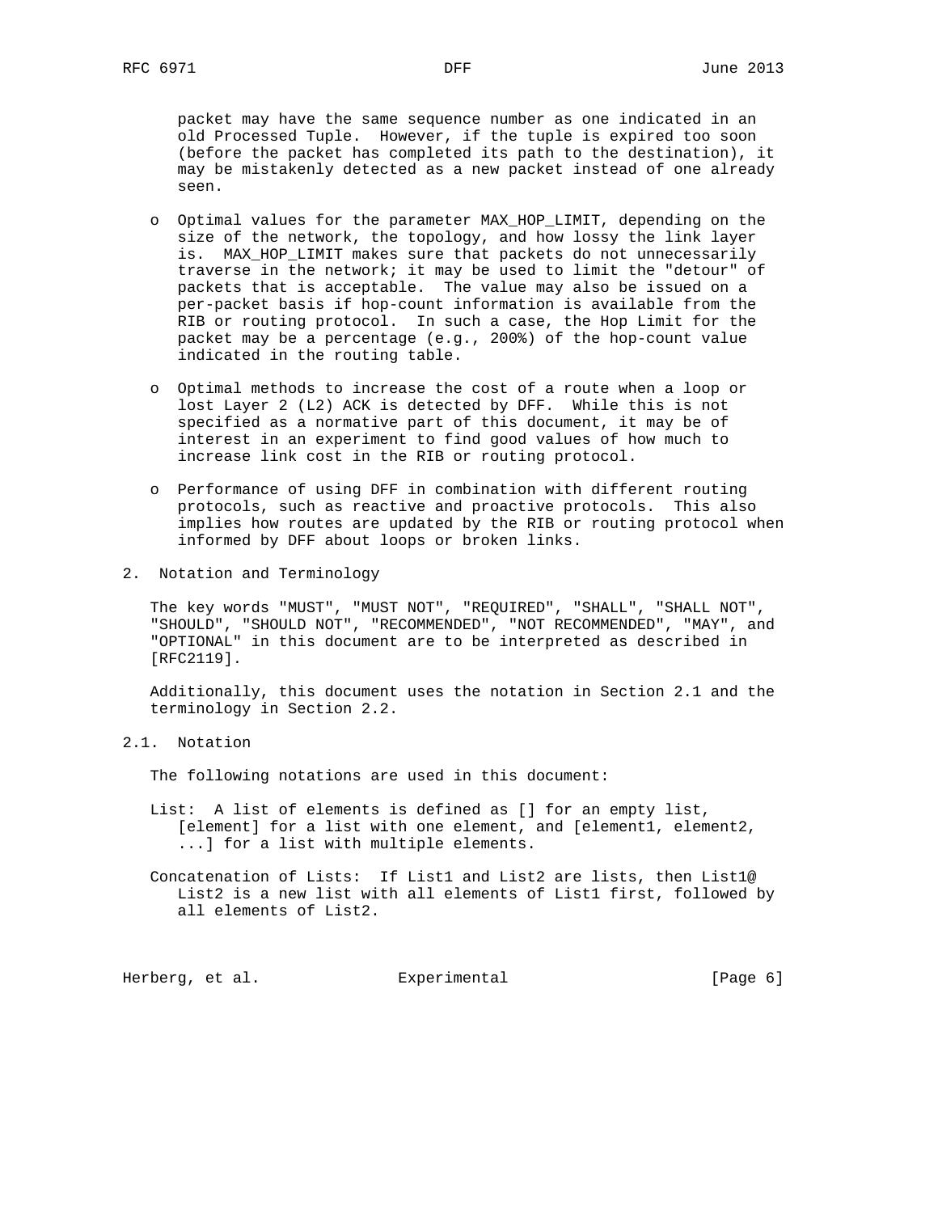packet may have the same sequence number as one indicated in an old Processed Tuple. However, if the tuple is expired too soon (before the packet has completed its path to the destination), it may be mistakenly detected as a new packet instead of one already seen.

- Optimal values for the parameter MAX_HOP_LIMIT, depending on the size of the network, the topology, and how lossy the link layer is. MAX_HOP_LIMIT makes sure that packets do not unnecessarily traverse in the network; it may be used to limit the "detour" of packets that is acceptable. The value may also be issued on a per-packet basis if hop-count information is available from the RIB or routing protocol. In such a case, the Hop Limit for the packet may be a percentage (e.g., 200%) of the hop-count value indicated in the routing table.

- Optimal methods to increase the cost of a route when a loop or lost Layer 2 (L2) ACK is detected by DFF. While this is not specified as a normative part of this document, it may be of interest in an experiment to find good values of how much to increase link cost in the RIB or routing protocol.

- Performance of using DFF in combination with different routing protocols, such as reactive and proactive protocols. This also implies how routes are updated by the RIB or routing protocol when informed by DFF about loops or broken links.

## 2. Notation and Terminology

The key words "MUST", "MUST NOT", "REQUIRED", "SHALL", "SHALL NOT", "SHOULD", "SHOULD NOT", "RECOMMENDED", "NOT RECOMMENDED", "MAY", and "OPTIONAL" in this document are to be interpreted as described in [RFC2119].

Additionally, this document uses the notation in Section 2.1 and the terminology in Section 2.2.

### 2.1. Notation

The following notations are used in this document:

List: A list of elements is defined as [] for an empty list, [element] for a list with one element, and [element1, element2, ...] for a list with multiple elements.

Concatenation of Lists: If List1 and List2 are lists, then List1@ List2 is a new list with all elements of List1 first, followed by all elements of List2.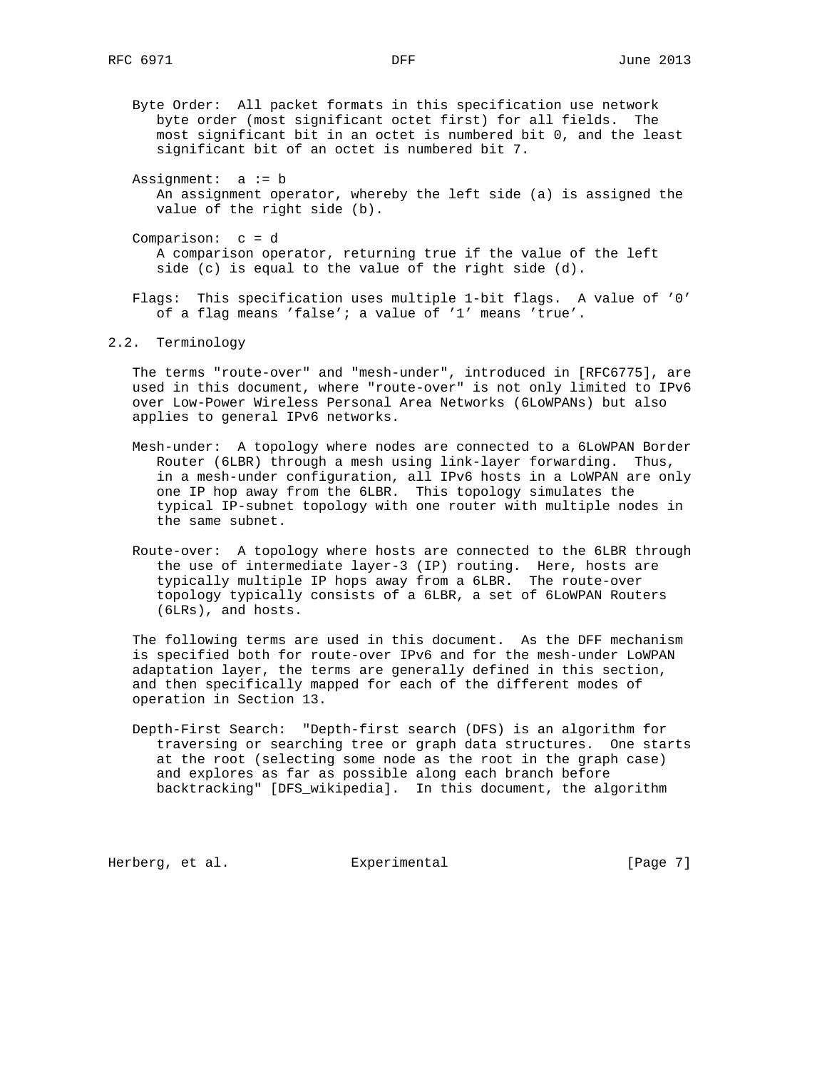Byte Order: All packet formats in this specification use network byte order (most significant octet first) for all fields. The most significant bit in an octet is numbered bit 0, and the least significant bit of an octet is numbered bit 7.

Assignment: a := b
An assignment operator, whereby the left side (a) is assigned the value of the right side (b).

Comparison: c = d
A comparison operator, returning true if the value of the left side (c) is equal to the value of the right side (d).

Flags: This specification uses multiple 1-bit flags. A value of '0' of a flag means 'false'; a value of '1' means 'true'.

## 2.2. Terminology

The terms "route-over" and "mesh-under", introduced in [RFC6775], are used in this document, where "route-over" is not only limited to IPv6 over Low-Power Wireless Personal Area Networks (6LoWPANs) but also applies to general IPv6 networks.

Mesh-under: A topology where nodes are connected to a 6LoWPAN Border Router (6LBR) through a mesh using link-layer forwarding. Thus, in a mesh-under configuration, all IPv6 hosts in a LoWPAN are only one IP hop away from the 6LBR. This topology simulates the typical IP-subnet topology with one router with multiple nodes in the same subnet.

Route-over: A topology where hosts are connected to the 6LBR through the use of intermediate layer-3 (IP) routing. Here, hosts are typically multiple IP hops away from a 6LBR. The route-over topology typically consists of a 6LBR, a set of 6LoWPAN Routers (6LRs), and hosts.

The following terms are used in this document. As the DFF mechanism is specified both for route-over IPv6 and for the mesh-under LoWPAN adaptation layer, the terms are generally defined in this section, and then specifically mapped for each of the different modes of operation in Section 13.

Depth-First Search: "Depth-first search (DFS) is an algorithm for traversing or searching tree or graph data structures. One starts at the root (selecting some node as the root in the graph case) and explores as far as possible along each branch before backtracking" [DFS_wikipedia]. In this document, the algorithm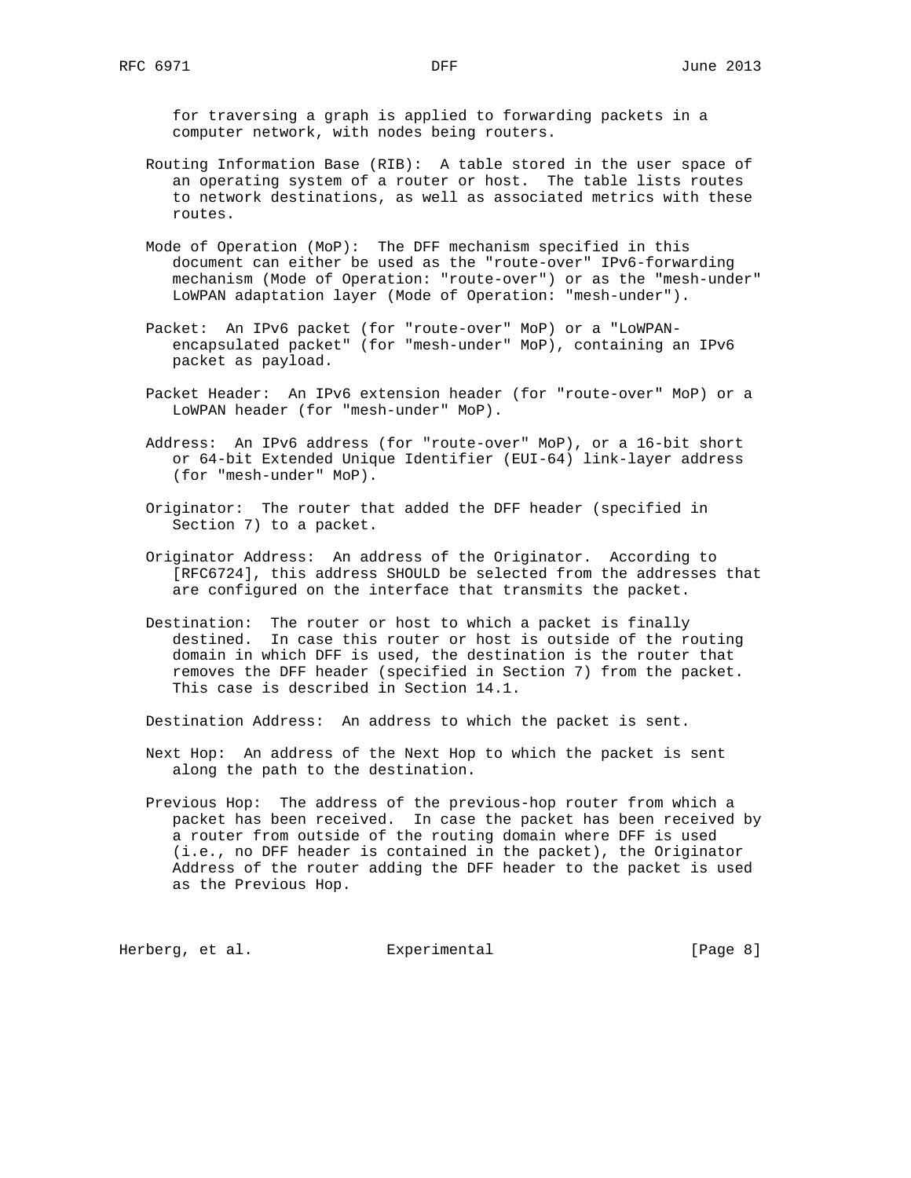for traversing a graph is applied to forwarding packets in a computer network, with nodes being routers.

Routing Information Base (RIB): A table stored in the user space of an operating system of a router or host. The table lists routes to network destinations, as well as associated metrics with these routes.

Mode of Operation (MoP): The DFF mechanism specified in this document can either be used as the "route-over" IPv6-forwarding mechanism (Mode of Operation: "route-over") or as the "mesh-under" LoWPAN adaptation layer (Mode of Operation: "mesh-under").

Packet: An IPv6 packet (for "route-over" MoP) or a "LoWPAN-encapsulated packet" (for "mesh-under" MoP), containing an IPv6 packet as payload.

Packet Header: An IPv6 extension header (for "route-over" MoP) or a LoWPAN header (for "mesh-under" MoP).

Address: An IPv6 address (for "route-over" MoP), or a 16-bit short or 64-bit Extended Unique Identifier (EUI-64) link-layer address (for "mesh-under" MoP).

Originator: The router that added the DFF header (specified in Section 7) to a packet.

Originator Address: An address of the Originator. According to [RFC6724], this address SHOULD be selected from the addresses that are configured on the interface that transmits the packet.

Destination: The router or host to which a packet is finally destined. In case this router or host is outside of the routing domain in which DFF is used, the destination is the router that removes the DFF header (specified in Section 7) from the packet. This case is described in Section 14.1.

Destination Address: An address to which the packet is sent.

Next Hop: An address of the Next Hop to which the packet is sent along the path to the destination.

Previous Hop: The address of the previous-hop router from which a packet has been received. In case the packet has been received by a router from outside of the routing domain where DFF is used (i.e., no DFF header is contained in the packet), the Originator Address of the router adding the DFF header to the packet is used as the Previous Hop.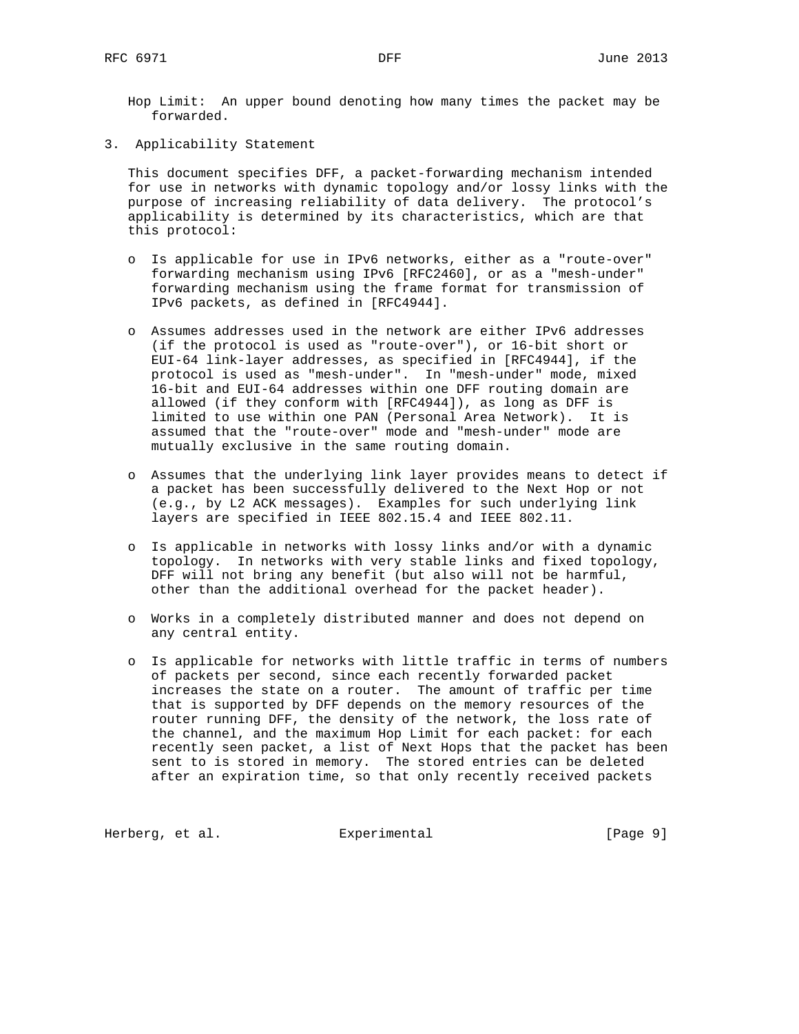Hop Limit: An upper bound denoting how many times the packet may be forwarded.

## 3. Applicability Statement

This document specifies DFF, a packet-forwarding mechanism intended for use in networks with dynamic topology and/or lossy links with the purpose of increasing reliability of data delivery. The protocol's applicability is determined by its characteristics, which are that this protocol:

- Is applicable for use in IPv6 networks, either as a "route-over" forwarding mechanism using IPv6 [RFC2460], or as a "mesh-under" forwarding mechanism using the frame format for transmission of IPv6 packets, as defined in [RFC4944].

- Assumes addresses used in the network are either IPv6 addresses (if the protocol is used as "route-over"), or 16-bit short or EUI-64 link-layer addresses, as specified in [RFC4944], if the protocol is used as "mesh-under". In "mesh-under" mode, mixed 16-bit and EUI-64 addresses within one DFF routing domain are allowed (if they conform with [RFC4944]), as long as DFF is limited to use within one PAN (Personal Area Network). It is assumed that the "route-over" mode and "mesh-under" mode are mutually exclusive in the same routing domain.

- Assumes that the underlying link layer provides means to detect if a packet has been successfully delivered to the Next Hop or not (e.g., by L2 ACK messages). Examples for such underlying link layers are specified in IEEE 802.15.4 and IEEE 802.11.

- Is applicable in networks with lossy links and/or with a dynamic topology. In networks with very stable links and fixed topology, DFF will not bring any benefit (but also will not be harmful, other than the additional overhead for the packet header).

- Works in a completely distributed manner and does not depend on any central entity.

- Is applicable for networks with little traffic in terms of numbers of packets per second, since each recently forwarded packet increases the state on a router. The amount of traffic per time that is supported by DFF depends on the memory resources of the router running DFF, the density of the network, the loss rate of the channel, and the maximum Hop Limit for each packet: for each recently seen packet, a list of Next Hops that the packet has been sent to is stored in memory. The stored entries can be deleted after an expiration time, so that only recently received packets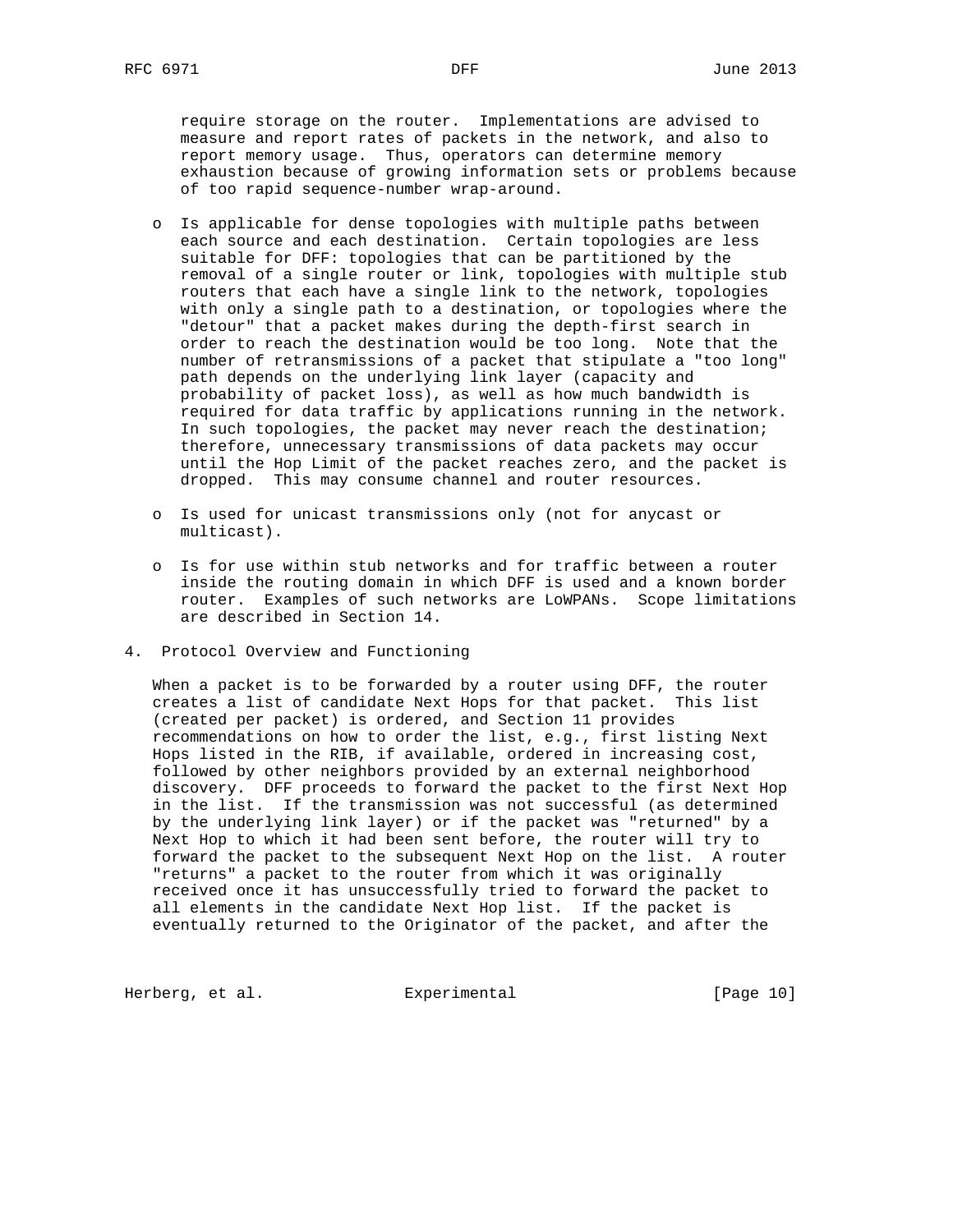require storage on the router. Implementations are advised to measure and report rates of packets in the network, and also to report memory usage. Thus, operators can determine memory exhaustion because of growing information sets or problems because of too rapid sequence-number wrap-around.

- Is applicable for dense topologies with multiple paths between each source and each destination. Certain topologies are less suitable for DFF: topologies that can be partitioned by the removal of a single router or link, topologies with multiple stub routers that each have a single link to the network, topologies with only a single path to a destination, or topologies where the "detour" that a packet makes during the depth-first search in order to reach the destination would be too long. Note that the number of retransmissions of a packet that stipulate a "too long" path depends on the underlying link layer (capacity and probability of packet loss), as well as how much bandwidth is required for data traffic by applications running in the network. In such topologies, the packet may never reach the destination; therefore, unnecessary transmissions of data packets may occur until the Hop Limit of the packet reaches zero, and the packet is dropped. This may consume channel and router resources.

- Is used for unicast transmissions only (not for anycast or multicast).

- Is for use within stub networks and for traffic between a router inside the routing domain in which DFF is used and a known border router. Examples of such networks are LoWPANs. Scope limitations are described in Section 14.

## 4. Protocol Overview and Functioning

When a packet is to be forwarded by a router using DFF, the router creates a list of candidate Next Hops for that packet. This list (created per packet) is ordered, and Section 11 provides recommendations on how to order the list, e.g., first listing Next Hops listed in the RIB, if available, ordered in increasing cost, followed by other neighbors provided by an external neighborhood discovery. DFF proceeds to forward the packet to the first Next Hop in the list. If the transmission was not successful (as determined by the underlying link layer) or if the packet was "returned" by a Next Hop to which it had been sent before, the router will try to forward the packet to the subsequent Next Hop on the list. A router "returns" a packet to the router from which it was originally received once it has unsuccessfully tried to forward the packet to all elements in the candidate Next Hop list. If the packet is eventually returned to the Originator of the packet, and after the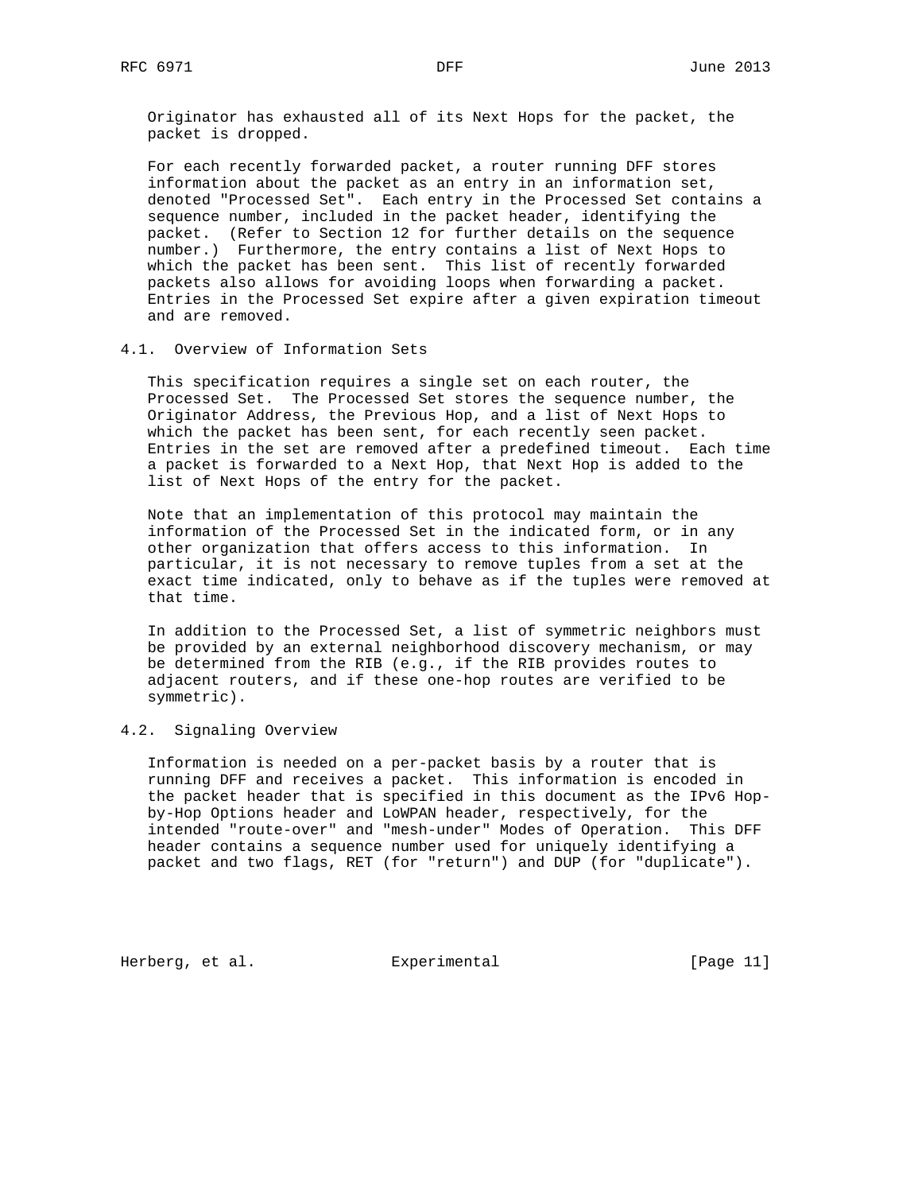Originator has exhausted all of its Next Hops for the packet, the packet is dropped.

For each recently forwarded packet, a router running DFF stores information about the packet as an entry in an information set, denoted "Processed Set". Each entry in the Processed Set contains a sequence number, included in the packet header, identifying the packet. (Refer to Section 12 for further details on the sequence number.) Furthermore, the entry contains a list of Next Hops to which the packet has been sent. This list of recently forwarded packets also allows for avoiding loops when forwarding a packet. Entries in the Processed Set expire after a given expiration timeout and are removed.

### 4.1. Overview of Information Sets

This specification requires a single set on each router, the Processed Set. The Processed Set stores the sequence number, the Originator Address, the Previous Hop, and a list of Next Hops to which the packet has been sent, for each recently seen packet. Entries in the set are removed after a predefined timeout. Each time a packet is forwarded to a Next Hop, that Next Hop is added to the list of Next Hops of the entry for the packet.

Note that an implementation of this protocol may maintain the information of the Processed Set in the indicated form, or in any other organization that offers access to this information. In particular, it is not necessary to remove tuples from a set at the exact time indicated, only to behave as if the tuples were removed at that time.

In addition to the Processed Set, a list of symmetric neighbors must be provided by an external neighborhood discovery mechanism, or may be determined from the RIB (e.g., if the RIB provides routes to adjacent routers, and if these one-hop routes are verified to be symmetric).

### 4.2. Signaling Overview

Information is needed on a per-packet basis by a router that is running DFF and receives a packet. This information is encoded in the packet header that is specified in this document as the IPv6 Hop-by-Hop Options header and LoWPAN header, respectively, for the intended "route-over" and "mesh-under" Modes of Operation. This DFF header contains a sequence number used for uniquely identifying a packet and two flags, RET (for "return") and DUP (for "duplicate").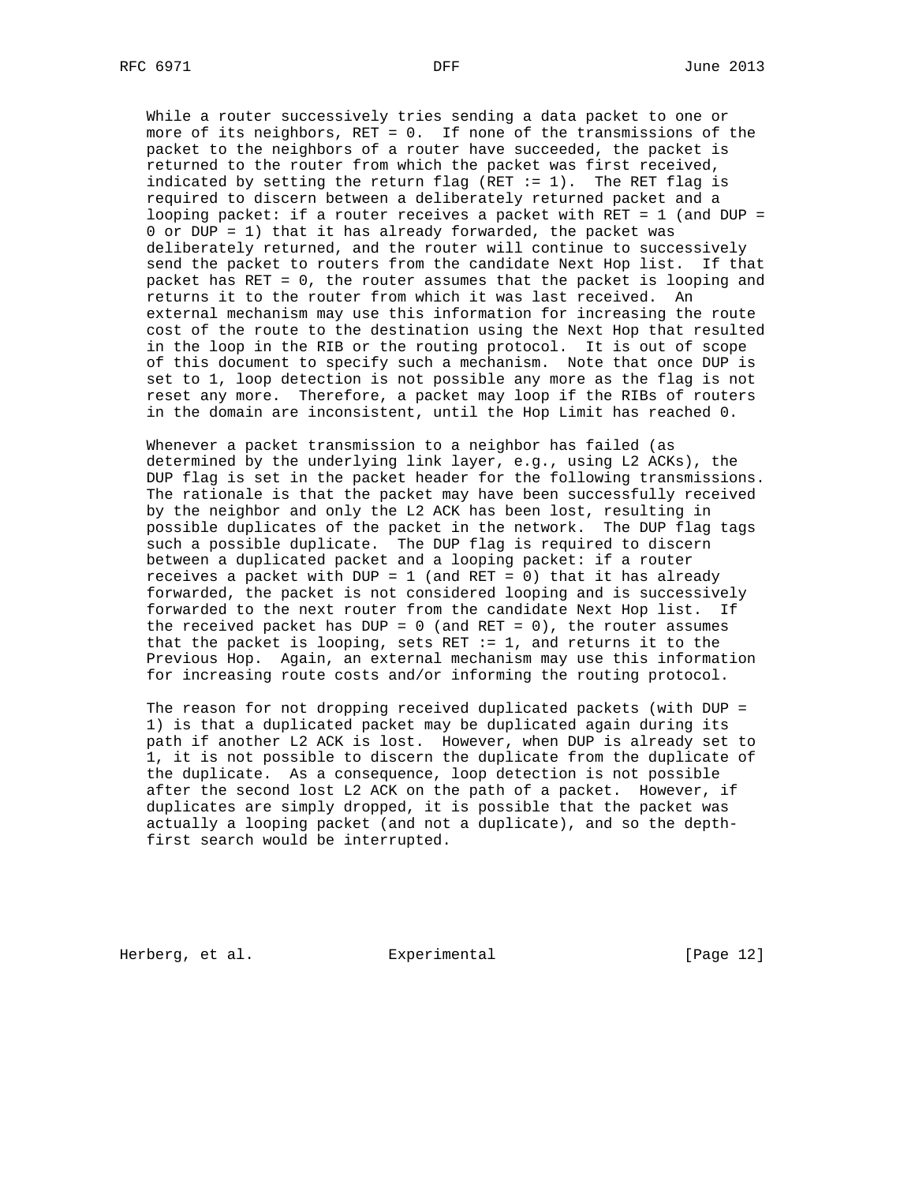While a router successively tries sending a data packet to one or more of its neighbors, RET = 0. If none of the transmissions of the packet to the neighbors of a router have succeeded, the packet is returned to the router from which the packet was first received, indicated by setting the return flag (RET := 1). The RET flag is required to discern between a deliberately returned packet and a looping packet: if a router receives a packet with RET = 1 (and DUP = 0 or DUP = 1) that it has already forwarded, the packet was deliberately returned, and the router will continue to successively send the packet to routers from the candidate Next Hop list. If that packet has RET = 0, the router assumes that the packet is looping and returns it to the router from which it was last received. An external mechanism may use this information for increasing the route cost of the route to the destination using the Next Hop that resulted in the loop in the RIB or the routing protocol. It is out of scope of this document to specify such a mechanism. Note that once DUP is set to 1, loop detection is not possible any more as the flag is not reset any more. Therefore, a packet may loop if the RIBs of routers in the domain are inconsistent, until the Hop Limit has reached 0.

Whenever a packet transmission to a neighbor has failed (as determined by the underlying link layer, e.g., using L2 ACKs), the DUP flag is set in the packet header for the following transmissions. The rationale is that the packet may have been successfully received by the neighbor and only the L2 ACK has been lost, resulting in possible duplicates of the packet in the network. The DUP flag tags such a possible duplicate. The DUP flag is required to discern between a duplicated packet and a looping packet: if a router receives a packet with DUP = 1 (and RET = 0) that it has already forwarded, the packet is not considered looping and is successively forwarded to the next router from the candidate Next Hop list. If the received packet has DUP = 0 (and RET = 0), the router assumes that the packet is looping, sets RET := 1, and returns it to the Previous Hop. Again, an external mechanism may use this information for increasing route costs and/or informing the routing protocol.

The reason for not dropping received duplicated packets (with DUP = 1) is that a duplicated packet may be duplicated again during its path if another L2 ACK is lost. However, when DUP is already set to 1, it is not possible to discern the duplicate from the duplicate of the duplicate. As a consequence, loop detection is not possible after the second lost L2 ACK on the path of a packet. However, if duplicates are simply dropped, it is possible that the packet was actually a looping packet (and not a duplicate), and so the depth-first search would be interrupted.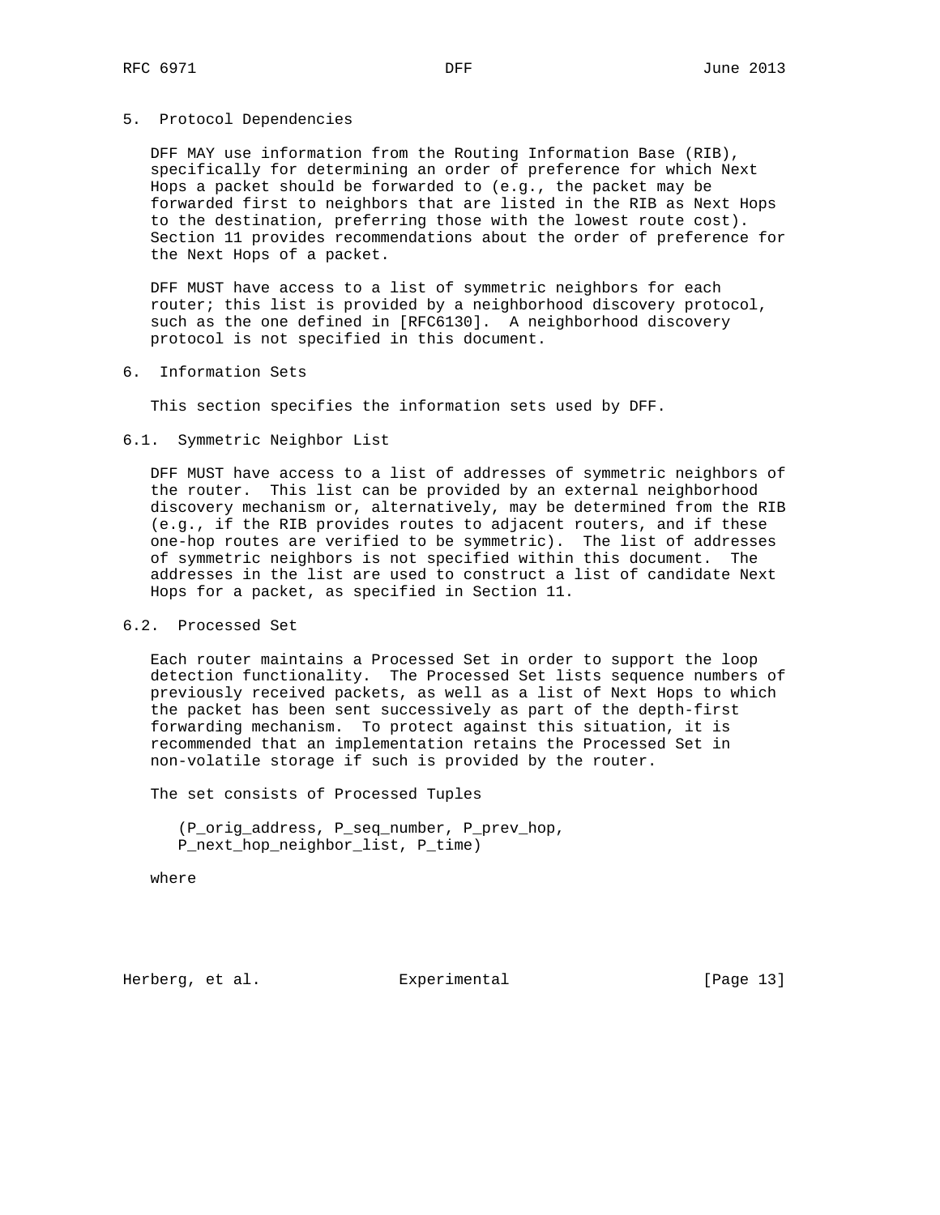## 5. Protocol Dependencies

DFF MAY use information from the Routing Information Base (RIB), specifically for determining an order of preference for which Next Hops a packet should be forwarded to (e.g., the packet may be forwarded first to neighbors that are listed in the RIB as Next Hops to the destination, preferring those with the lowest route cost). Section 11 provides recommendations about the order of preference for the Next Hops of a packet.

DFF MUST have access to a list of symmetric neighbors for each router; this list is provided by a neighborhood discovery protocol, such as the one defined in [RFC6130]. A neighborhood discovery protocol is not specified in this document.

## 6. Information Sets

This section specifies the information sets used by DFF.

### 6.1. Symmetric Neighbor List

DFF MUST have access to a list of addresses of symmetric neighbors of the router. This list can be provided by an external neighborhood discovery mechanism or, alternatively, may be determined from the RIB (e.g., if the RIB provides routes to adjacent routers, and if these one-hop routes are verified to be symmetric). The list of addresses of symmetric neighbors is not specified within this document. The addresses in the list are used to construct a list of candidate Next Hops for a packet, as specified in Section 11.

### 6.2. Processed Set

Each router maintains a Processed Set in order to support the loop detection functionality. The Processed Set lists sequence numbers of previously received packets, as well as a list of Next Hops to which the packet has been sent successively as part of the depth-first forwarding mechanism. To protect against this situation, it is recommended that an implementation retains the Processed Set in non-volatile storage if such is provided by the router.

The set consists of Processed Tuples

```
(P_orig_address, P_seq_number, P_prev_hop,
P_next_hop_neighbor_list, P_time)
```

where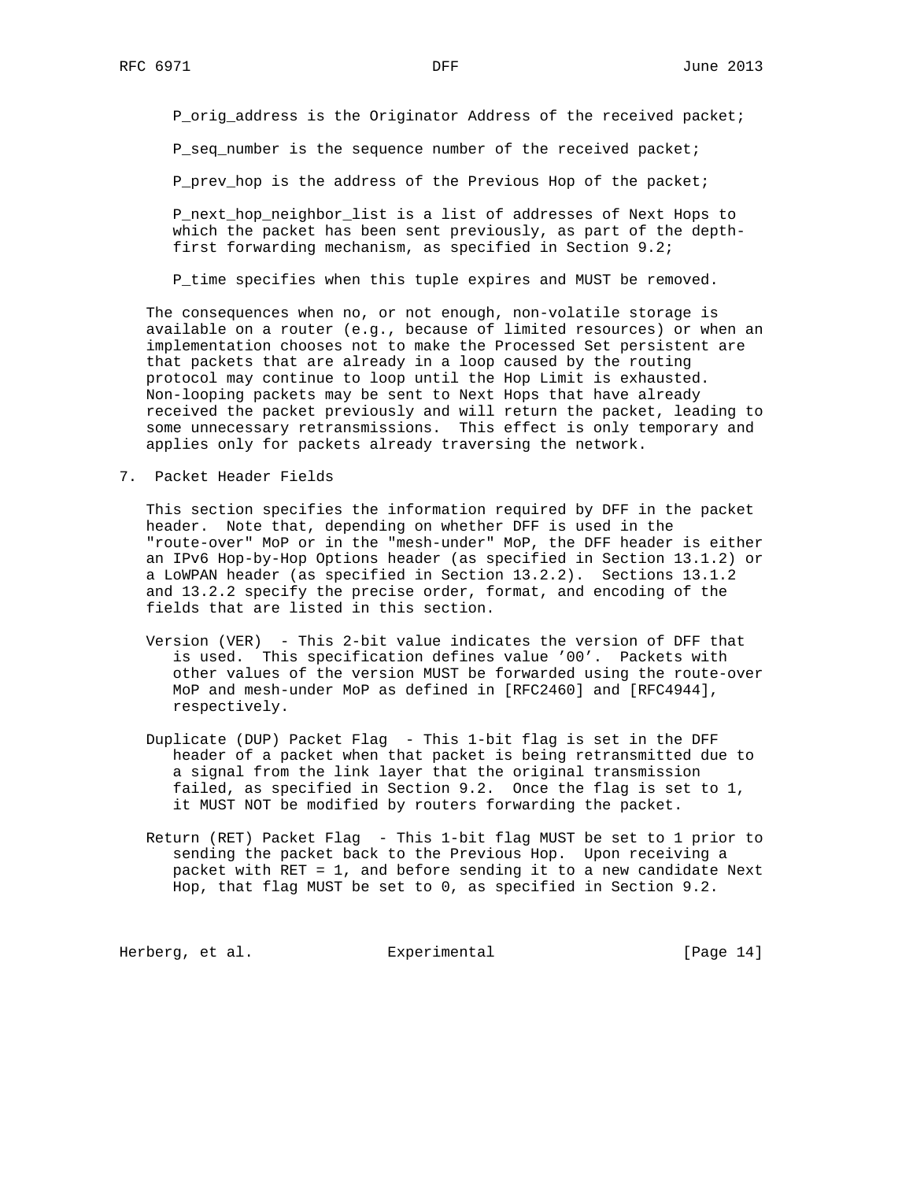P_orig_address is the Originator Address of the received packet;

P_seq_number is the sequence number of the received packet;

P_prev_hop is the address of the Previous Hop of the packet;

P_next_hop_neighbor_list is a list of addresses of Next Hops to which the packet has been sent previously, as part of the depth-first forwarding mechanism, as specified in Section 9.2;

P_time specifies when this tuple expires and MUST be removed.

The consequences when no, or not enough, non-volatile storage is available on a router (e.g., because of limited resources) or when an implementation chooses not to make the Processed Set persistent are that packets that are already in a loop caused by the routing protocol may continue to loop until the Hop Limit is exhausted. Non-looping packets may be sent to Next Hops that have already received the packet previously and will return the packet, leading to some unnecessary retransmissions. This effect is only temporary and applies only for packets already traversing the network.

## 7. Packet Header Fields

This section specifies the information required by DFF in the packet header. Note that, depending on whether DFF is used in the "route-over" MoP or in the "mesh-under" MoP, the DFF header is either an IPv6 Hop-by-Hop Options header (as specified in Section 13.1.2) or a LoWPAN header (as specified in Section 13.2.2). Sections 13.1.2 and 13.2.2 specify the precise order, format, and encoding of the fields that are listed in this section.

Version (VER) - This 2-bit value indicates the version of DFF that is used. This specification defines value '00'. Packets with other values of the version MUST be forwarded using the route-over MoP and mesh-under MoP as defined in [RFC2460] and [RFC4944], respectively.

Duplicate (DUP) Packet Flag - This 1-bit flag is set in the DFF header of a packet when that packet is being retransmitted due to a signal from the link layer that the original transmission failed, as specified in Section 9.2. Once the flag is set to 1, it MUST NOT be modified by routers forwarding the packet.

Return (RET) Packet Flag - This 1-bit flag MUST be set to 1 prior to sending the packet back to the Previous Hop. Upon receiving a packet with RET = 1, and before sending it to a new candidate Next Hop, that flag MUST be set to 0, as specified in Section 9.2.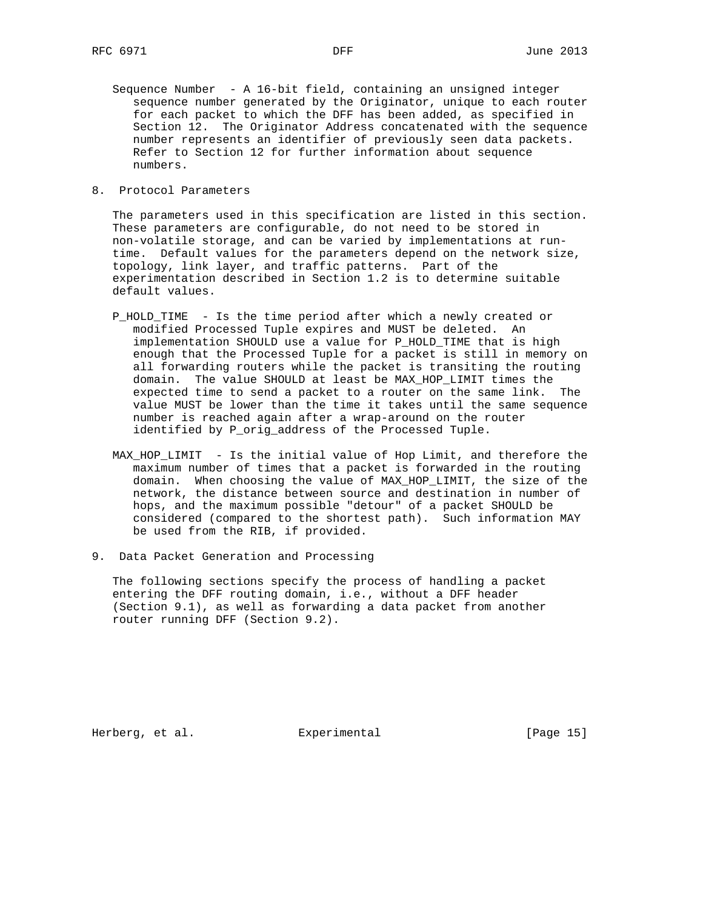Sequence Number - A 16-bit field, containing an unsigned integer sequence number generated by the Originator, unique to each router for each packet to which the DFF has been added, as specified in Section 12. The Originator Address concatenated with the sequence number represents an identifier of previously seen data packets. Refer to Section 12 for further information about sequence numbers.

## 8. Protocol Parameters

The parameters used in this specification are listed in this section. These parameters are configurable, do not need to be stored in non-volatile storage, and can be varied by implementations at run-time. Default values for the parameters depend on the network size, topology, link layer, and traffic patterns. Part of the experimentation described in Section 1.2 is to determine suitable default values.

P_HOLD_TIME - Is the time period after which a newly created or modified Processed Tuple expires and MUST be deleted. An implementation SHOULD use a value for P_HOLD_TIME that is high enough that the Processed Tuple for a packet is still in memory on all forwarding routers while the packet is transiting the routing domain. The value SHOULD at least be MAX_HOP_LIMIT times the expected time to send a packet to a router on the same link. The value MUST be lower than the time it takes until the same sequence number is reached again after a wrap-around on the router identified by P_orig_address of the Processed Tuple.

MAX_HOP_LIMIT - Is the initial value of Hop Limit, and therefore the maximum number of times that a packet is forwarded in the routing domain. When choosing the value of MAX_HOP_LIMIT, the size of the network, the distance between source and destination in number of hops, and the maximum possible "detour" of a packet SHOULD be considered (compared to the shortest path). Such information MAY be used from the RIB, if provided.

## 9. Data Packet Generation and Processing

The following sections specify the process of handling a packet entering the DFF routing domain, i.e., without a DFF header (Section 9.1), as well as forwarding a data packet from another router running DFF (Section 9.2).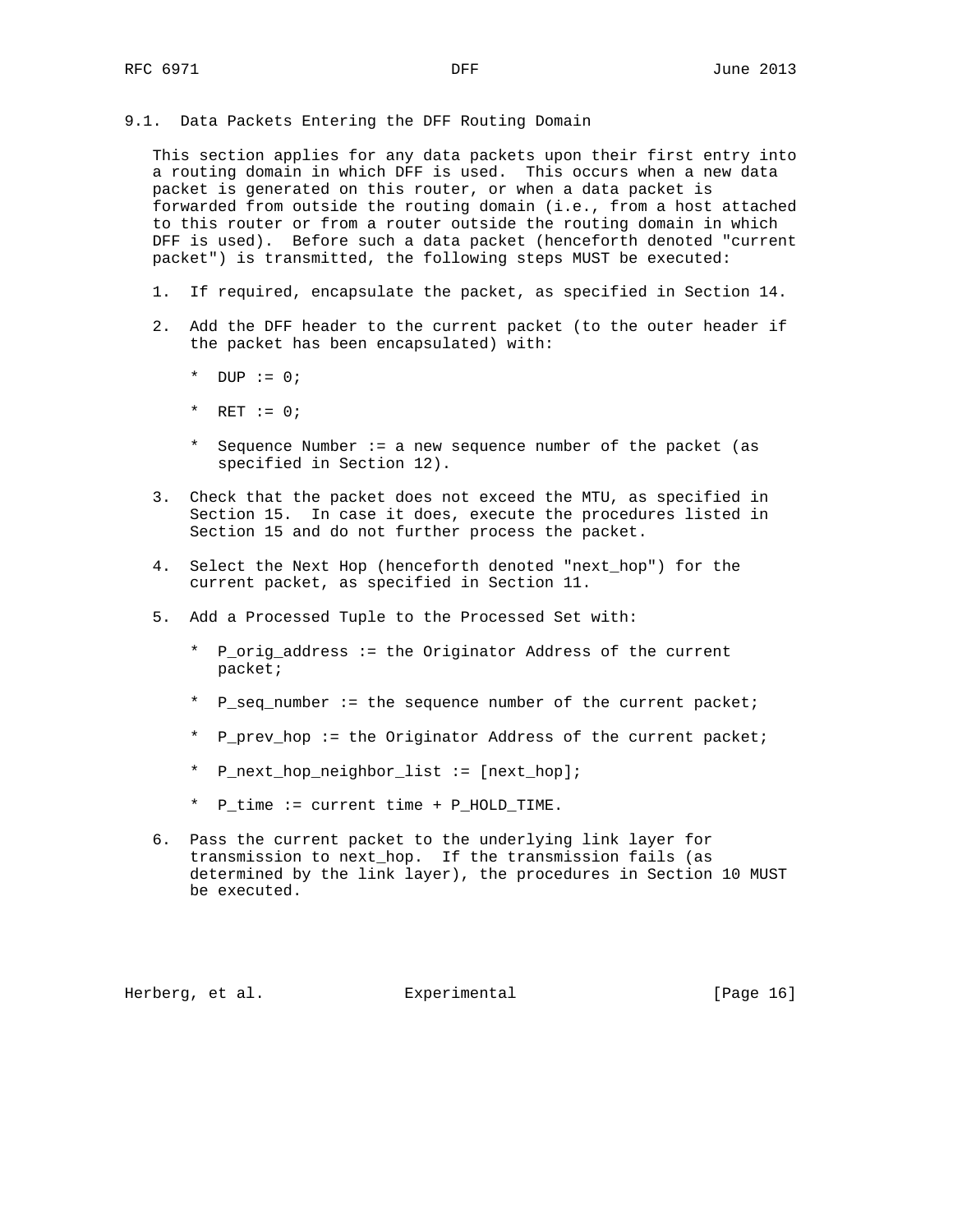### 9.1. Data Packets Entering the DFF Routing Domain

This section applies for any data packets upon their first entry into a routing domain in which DFF is used. This occurs when a new data packet is generated on this router, or when a data packet is forwarded from outside the routing domain (i.e., from a host attached to this router or from a router outside the routing domain in which DFF is used). Before such a data packet (henceforth denoted "current packet") is transmitted, the following steps MUST be executed:

1. If required, encapsulate the packet, as specified in Section 14.

2. Add the DFF header to the current packet (to the outer header if the packet has been encapsulated) with:

    * DUP := 0;

    * RET := 0;

    * Sequence Number := a new sequence number of the packet (as specified in Section 12).

3. Check that the packet does not exceed the MTU, as specified in Section 15. In case it does, execute the procedures listed in Section 15 and do not further process the packet.

4. Select the Next Hop (henceforth denoted "next_hop") for the current packet, as specified in Section 11.

5. Add a Processed Tuple to the Processed Set with:

    * P_orig_address := the Originator Address of the current packet;

    * P_seq_number := the sequence number of the current packet;

    * P_prev_hop := the Originator Address of the current packet;

    * P_next_hop_neighbor_list := [next_hop];

    * P_time := current time + P_HOLD_TIME.

6. Pass the current packet to the underlying link layer for transmission to next_hop. If the transmission fails (as determined by the link layer), the procedures in Section 10 MUST be executed.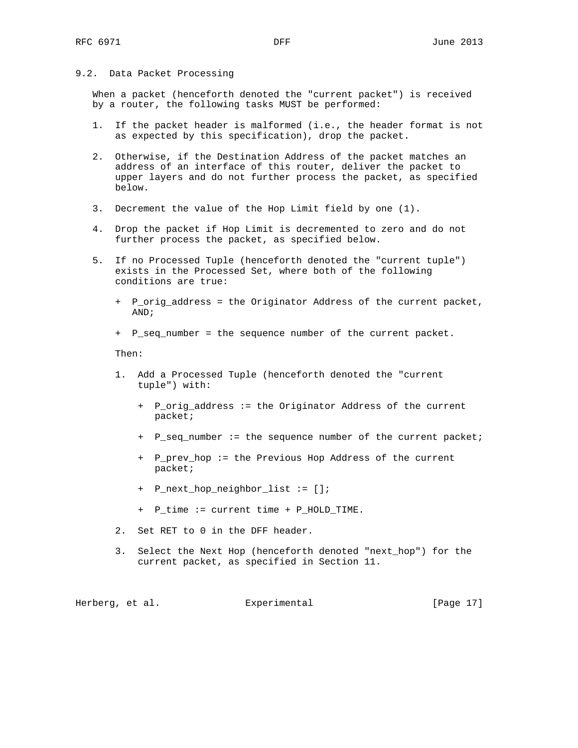## 9.2. Data Packet Processing

When a packet (henceforth denoted the "current packet") is received by a router, the following tasks MUST be performed:

1. If the packet header is malformed (i.e., the header format is not as expected by this specification), drop the packet.

2. Otherwise, if the Destination Address of the packet matches an address of an interface of this router, deliver the packet to upper layers and do not further process the packet, as specified below.

3. Decrement the value of the Hop Limit field by one (1).

4. Drop the packet if Hop Limit is decremented to zero and do not further process the packet, as specified below.

5. If no Processed Tuple (henceforth denoted the "current tuple") exists in the Processed Set, where both of the following conditions are true:

   + P_orig_address = the Originator Address of the current packet, AND;

   + P_seq_number = the sequence number of the current packet.

   Then:

   1. Add a Processed Tuple (henceforth denoted the "current tuple") with:

      + P_orig_address := the Originator Address of the current packet;

      + P_seq_number := the sequence number of the current packet;

      + P_prev_hop := the Previous Hop Address of the current packet;

      + P_next_hop_neighbor_list := [];

      + P_time := current time + P_HOLD_TIME.

   2. Set RET to 0 in the DFF header.

   3. Select the Next Hop (henceforth denoted "next_hop") for the current packet, as specified in Section 11.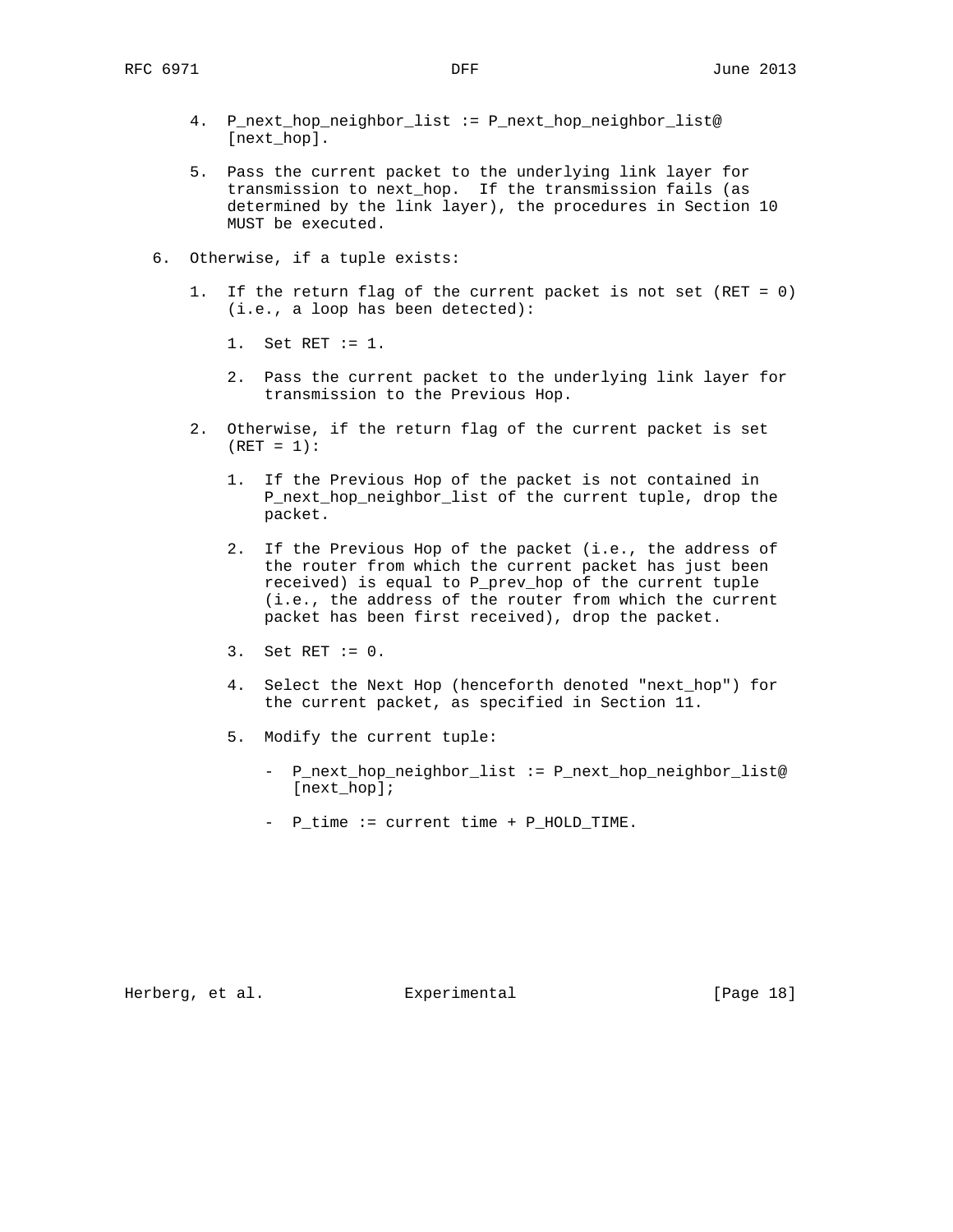4. P_next_hop_neighbor_list := P_next_hop_neighbor_list@ [next_hop].

5. Pass the current packet to the underlying link layer for transmission to next_hop. If the transmission fails (as determined by the link layer), the procedures in Section 10 MUST be executed.

6. Otherwise, if a tuple exists:

   1. If the return flag of the current packet is not set (RET = 0) (i.e., a loop has been detected):

      1. Set RET := 1.

      2. Pass the current packet to the underlying link layer for transmission to the Previous Hop.

   2. Otherwise, if the return flag of the current packet is set (RET = 1):

      1. If the Previous Hop of the packet is not contained in P_next_hop_neighbor_list of the current tuple, drop the packet.

      2. If the Previous Hop of the packet (i.e., the address of the router from which the current packet has just been received) is equal to P_prev_hop of the current tuple (i.e., the address of the router from which the current packet has been first received), drop the packet.

      3. Set RET := 0.

      4. Select the Next Hop (henceforth denoted "next_hop") for the current packet, as specified in Section 11.

      5. Modify the current tuple:

         - P_next_hop_neighbor_list := P_next_hop_neighbor_list@ [next_hop];

         - P_time := current time + P_HOLD_TIME.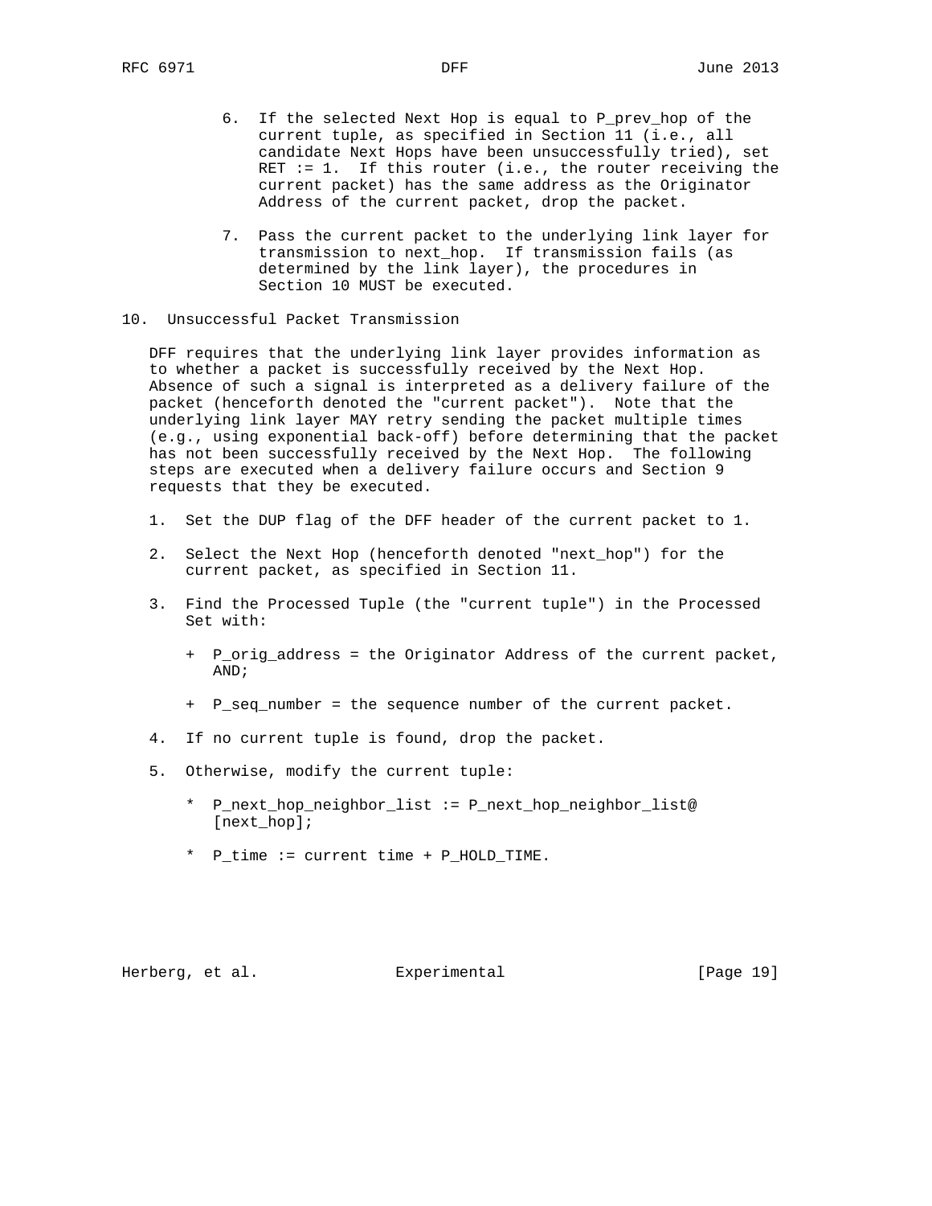6. If the selected Next Hop is equal to P_prev_hop of the current tuple, as specified in Section 11 (i.e., all candidate Next Hops have been unsuccessfully tried), set RET := 1. If this router (i.e., the router receiving the current packet) has the same address as the Originator Address of the current packet, drop the packet.

7. Pass the current packet to the underlying link layer for transmission to next_hop. If transmission fails (as determined by the link layer), the procedures in Section 10 MUST be executed.

## 10. Unsuccessful Packet Transmission

DFF requires that the underlying link layer provides information as to whether a packet is successfully received by the Next Hop. Absence of such a signal is interpreted as a delivery failure of the packet (henceforth denoted the "current packet"). Note that the underlying link layer MAY retry sending the packet multiple times (e.g., using exponential back-off) before determining that the packet has not been successfully received by the Next Hop. The following steps are executed when a delivery failure occurs and Section 9 requests that they be executed.

1. Set the DUP flag of the DFF header of the current packet to 1.

2. Select the Next Hop (henceforth denoted "next_hop") for the current packet, as specified in Section 11.

3. Find the Processed Tuple (the "current tuple") in the Processed Set with:

   + P_orig_address = the Originator Address of the current packet, AND;

   + P_seq_number = the sequence number of the current packet.

4. If no current tuple is found, drop the packet.

5. Otherwise, modify the current tuple:

   * P_next_hop_neighbor_list := P_next_hop_neighbor_list@ [next_hop];

   * P_time := current time + P_HOLD_TIME.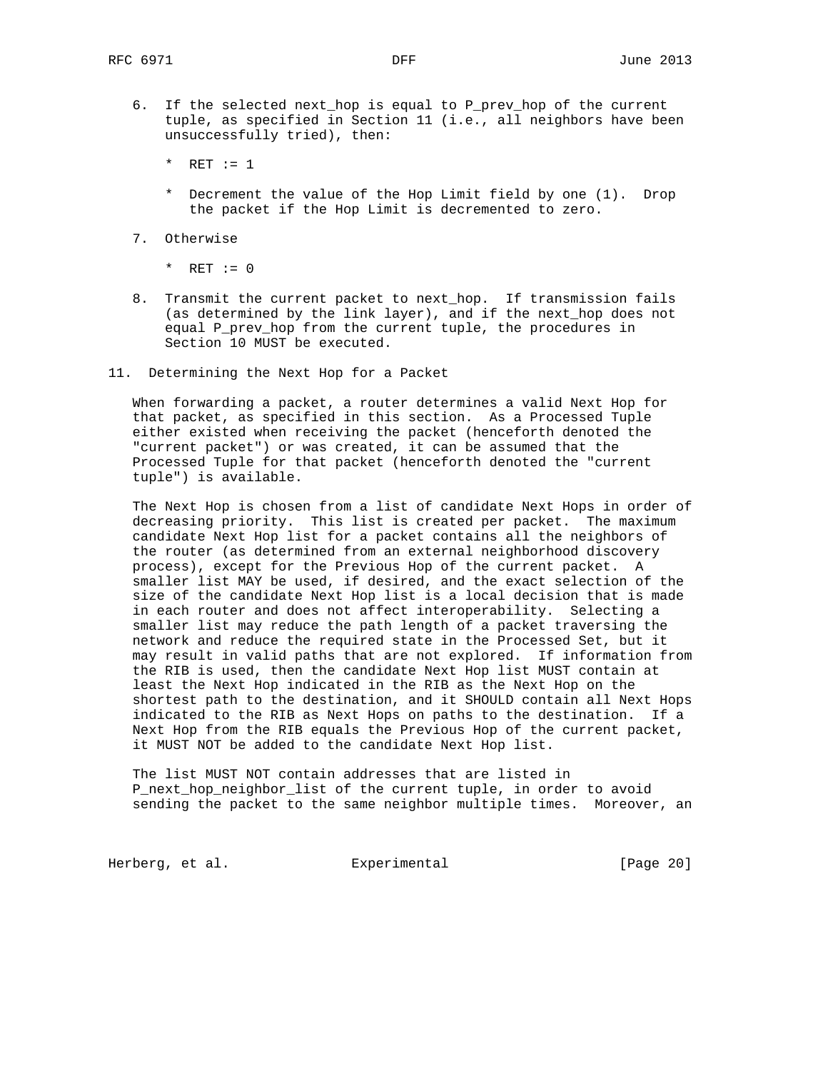6. If the selected next_hop is equal to P_prev_hop of the current tuple, as specified in Section 11 (i.e., all neighbors have been unsuccessfully tried), then:

   * RET := 1

   * Decrement the value of the Hop Limit field by one (1). Drop the packet if the Hop Limit is decremented to zero.

7. Otherwise

   * RET := 0

8. Transmit the current packet to next_hop. If transmission fails (as determined by the link layer), and if the next_hop does not equal P_prev_hop from the current tuple, the procedures in Section 10 MUST be executed.

## 11. Determining the Next Hop for a Packet

When forwarding a packet, a router determines a valid Next Hop for that packet, as specified in this section. As a Processed Tuple either existed when receiving the packet (henceforth denoted the "current packet") or was created, it can be assumed that the Processed Tuple for that packet (henceforth denoted the "current tuple") is available.

The Next Hop is chosen from a list of candidate Next Hops in order of decreasing priority. This list is created per packet. The maximum candidate Next Hop list for a packet contains all the neighbors of the router (as determined from an external neighborhood discovery process), except for the Previous Hop of the current packet. A smaller list MAY be used, if desired, and the exact selection of the size of the candidate Next Hop list is a local decision that is made in each router and does not affect interoperability. Selecting a smaller list may reduce the path length of a packet traversing the network and reduce the required state in the Processed Set, but it may result in valid paths that are not explored. If information from the RIB is used, then the candidate Next Hop list MUST contain at least the Next Hop indicated in the RIB as the Next Hop on the shortest path to the destination, and it SHOULD contain all Next Hops indicated to the RIB as Next Hops on paths to the destination. If a Next Hop from the RIB equals the Previous Hop of the current packet, it MUST NOT be added to the candidate Next Hop list.

The list MUST NOT contain addresses that are listed in P_next_hop_neighbor_list of the current tuple, in order to avoid sending the packet to the same neighbor multiple times. Moreover, an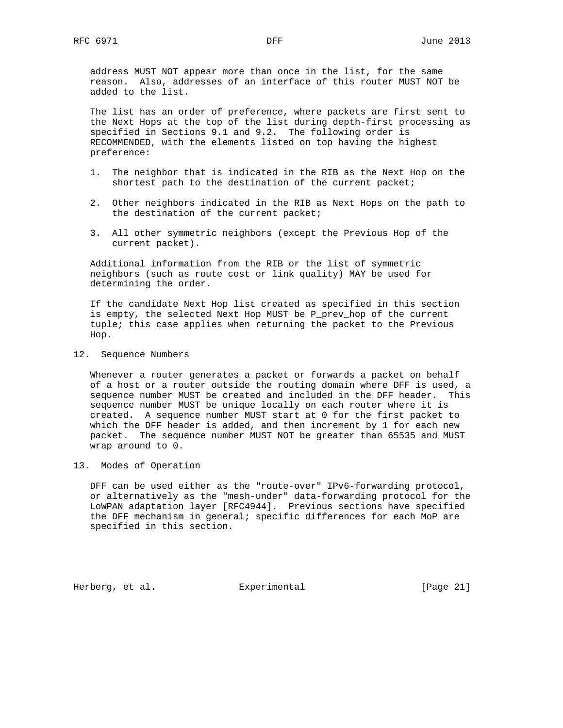address MUST NOT appear more than once in the list, for the same reason. Also, addresses of an interface of this router MUST NOT be added to the list.

The list has an order of preference, where packets are first sent to the Next Hops at the top of the list during depth-first processing as specified in Sections 9.1 and 9.2. The following order is RECOMMENDED, with the elements listed on top having the highest preference:

1. The neighbor that is indicated in the RIB as the Next Hop on the shortest path to the destination of the current packet;

2. Other neighbors indicated in the RIB as Next Hops on the path to the destination of the current packet;

3. All other symmetric neighbors (except the Previous Hop of the current packet).

Additional information from the RIB or the list of symmetric neighbors (such as route cost or link quality) MAY be used for determining the order.

If the candidate Next Hop list created as specified in this section is empty, the selected Next Hop MUST be P_prev_hop of the current tuple; this case applies when returning the packet to the Previous Hop.

## 12. Sequence Numbers

Whenever a router generates a packet or forwards a packet on behalf of a host or a router outside the routing domain where DFF is used, a sequence number MUST be created and included in the DFF header. This sequence number MUST be unique locally on each router where it is created. A sequence number MUST start at 0 for the first packet to which the DFF header is added, and then increment by 1 for each new packet. The sequence number MUST NOT be greater than 65535 and MUST wrap around to 0.

## 13. Modes of Operation

DFF can be used either as the "route-over" IPv6-forwarding protocol, or alternatively as the "mesh-under" data-forwarding protocol for the LoWPAN adaptation layer [RFC4944]. Previous sections have specified the DFF mechanism in general; specific differences for each MoP are specified in this section.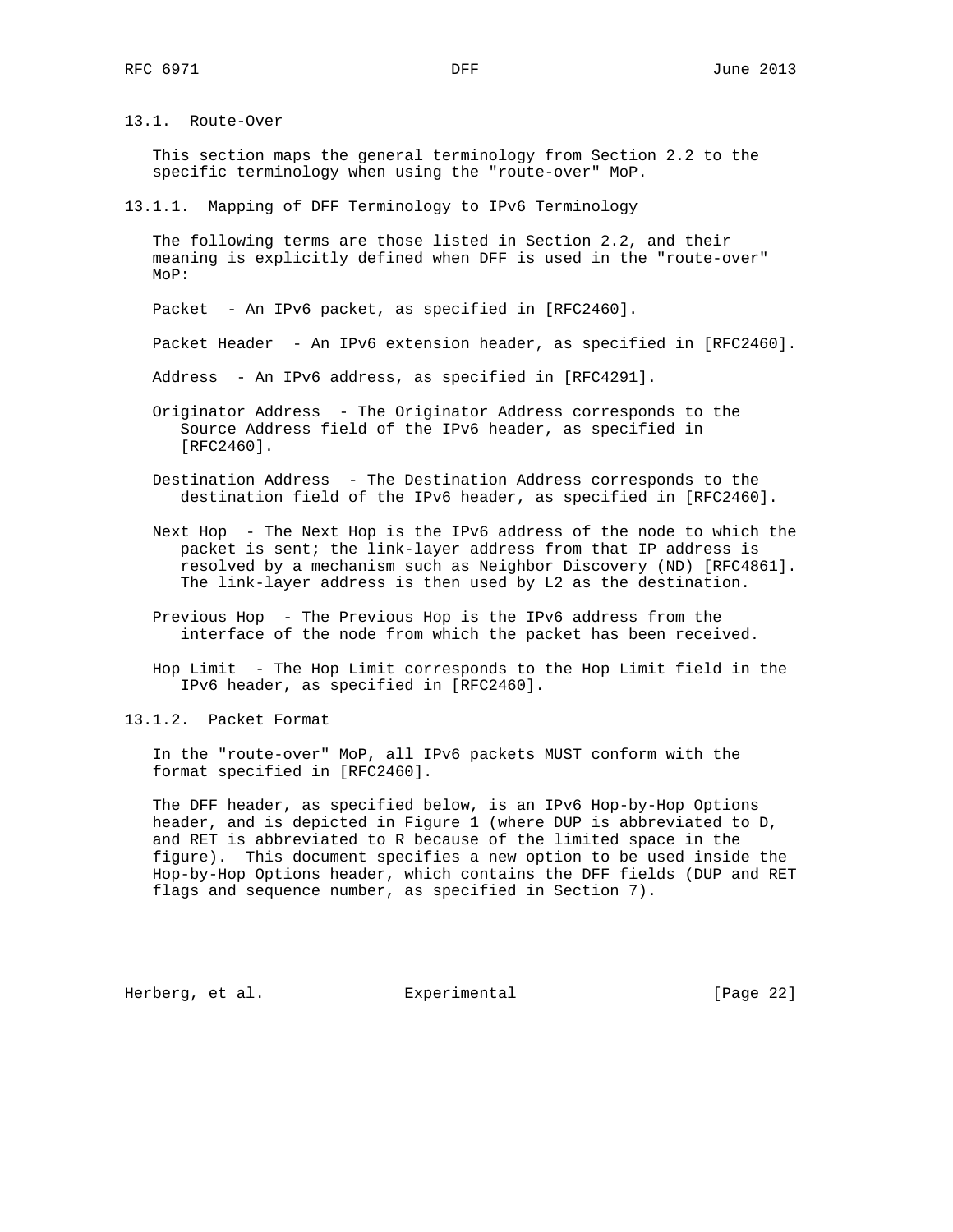### 13.1. Route-Over

This section maps the general terminology from Section 2.2 to the specific terminology when using the "route-over" MoP.

#### 13.1.1. Mapping of DFF Terminology to IPv6 Terminology

The following terms are those listed in Section 2.2, and their meaning is explicitly defined when DFF is used in the "route-over" MoP:

Packet - An IPv6 packet, as specified in [RFC2460].

Packet Header - An IPv6 extension header, as specified in [RFC2460].

Address - An IPv6 address, as specified in [RFC4291].

Originator Address - The Originator Address corresponds to the Source Address field of the IPv6 header, as specified in [RFC2460].

Destination Address - The Destination Address corresponds to the destination field of the IPv6 header, as specified in [RFC2460].

Next Hop - The Next Hop is the IPv6 address of the node to which the packet is sent; the link-layer address from that IP address is resolved by a mechanism such as Neighbor Discovery (ND) [RFC4861]. The link-layer address is then used by L2 as the destination.

Previous Hop - The Previous Hop is the IPv6 address from the interface of the node from which the packet has been received.

Hop Limit - The Hop Limit corresponds to the Hop Limit field in the IPv6 header, as specified in [RFC2460].

#### 13.1.2. Packet Format

In the "route-over" MoP, all IPv6 packets MUST conform with the format specified in [RFC2460].

The DFF header, as specified below, is an IPv6 Hop-by-Hop Options header, and is depicted in Figure 1 (where DUP is abbreviated to D, and RET is abbreviated to R because of the limited space in the figure). This document specifies a new option to be used inside the Hop-by-Hop Options header, which contains the DFF fields (DUP and RET flags and sequence number, as specified in Section 7).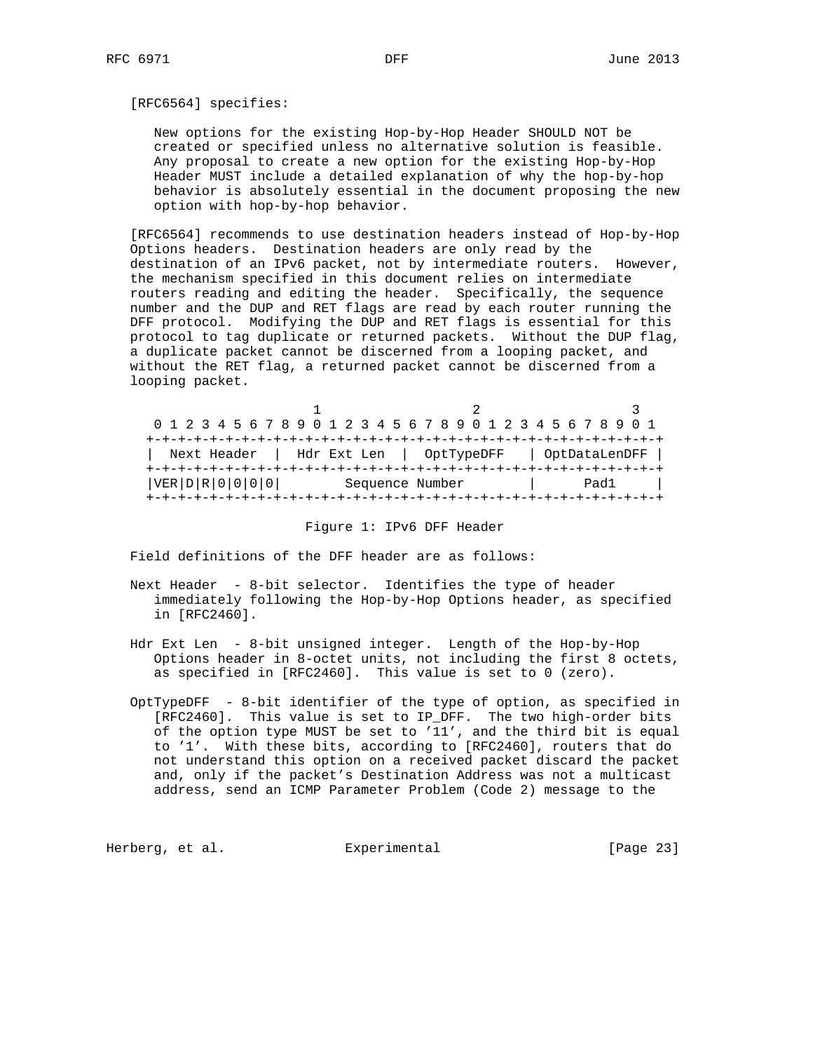[RFC6564] specifies:

> New options for the existing Hop-by-Hop Header SHOULD NOT be created or specified unless no alternative solution is feasible. Any proposal to create a new option for the existing Hop-by-Hop Header MUST include a detailed explanation of why the hop-by-hop behavior is absolutely essential in the document proposing the new option with hop-by-hop behavior.

[RFC6564] recommends to use destination headers instead of Hop-by-Hop Options headers. Destination headers are only read by the destination of an IPv6 packet, not by intermediate routers. However, the mechanism specified in this document relies on intermediate routers reading and editing the header. Specifically, the sequence number and the DUP and RET flags are read by each router running the DFF protocol. Modifying the DUP and RET flags is essential for this protocol to tag duplicate or returned packets. Without the DUP flag, a duplicate packet cannot be discerned from a looping packet, and without the RET flag, a returned packet cannot be discerned from a looping packet.

```
                     1                   2                   3
 0 1 2 3 4 5 6 7 8 9 0 1 2 3 4 5 6 7 8 9 0 1 2 3 4 5 6 7 8 9 0 1
+-+-+-+-+-+-+-+-+-+-+-+-+-+-+-+-+-+-+-+-+-+-+-+-+-+-+-+-+-+-+-+-+
|  Next Header  |  Hdr Ext Len  |  OptTypeDFF   | OptDataLenDFF |
+-+-+-+-+-+-+-+-+-+-+-+-+-+-+-+-+-+-+-+-+-+-+-+-+-+-+-+-+-+-+-+-+
|VER|D|R|0|0|0|0|        Sequence Number        |      Pad1     |
+-+-+-+-+-+-+-+-+-+-+-+-+-+-+-+-+-+-+-+-+-+-+-+-+-+-+-+-+-+-+-+-+
```

Figure 1: IPv6 DFF Header

Field definitions of the DFF header are as follows:

Next Header - 8-bit selector. Identifies the type of header immediately following the Hop-by-Hop Options header, as specified in [RFC2460].

Hdr Ext Len - 8-bit unsigned integer. Length of the Hop-by-Hop Options header in 8-octet units, not including the first 8 octets, as specified in [RFC2460]. This value is set to 0 (zero).

OptTypeDFF - 8-bit identifier of the type of option, as specified in [RFC2460]. This value is set to IP_DFF. The two high-order bits of the option type MUST be set to '11', and the third bit is equal to '1'. With these bits, according to [RFC2460], routers that do not understand this option on a received packet discard the packet and, only if the packet's Destination Address was not a multicast address, send an ICMP Parameter Problem (Code 2) message to the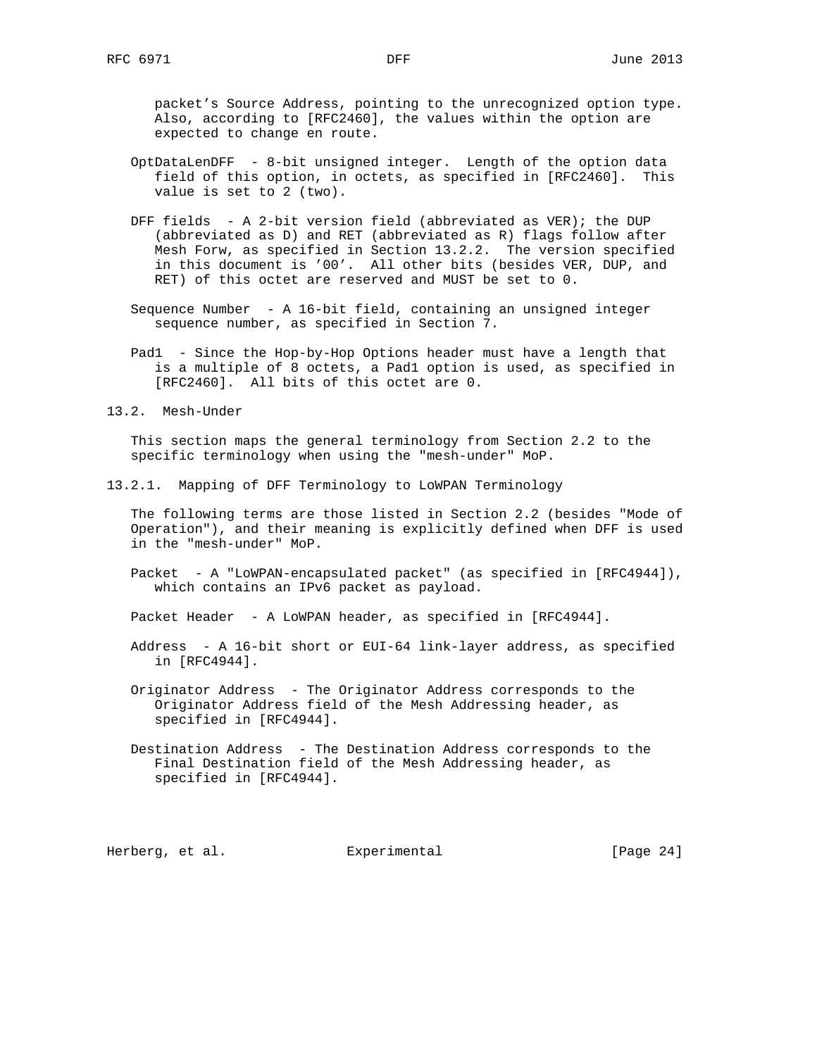packet's Source Address, pointing to the unrecognized option type. Also, according to [RFC2460], the values within the option are expected to change en route.

OptDataLenDFF - 8-bit unsigned integer. Length of the option data field of this option, in octets, as specified in [RFC2460]. This value is set to 2 (two).

DFF fields - A 2-bit version field (abbreviated as VER); the DUP (abbreviated as D) and RET (abbreviated as R) flags follow after Mesh Forw, as specified in Section 13.2.2. The version specified in this document is '00'. All other bits (besides VER, DUP, and RET) of this octet are reserved and MUST be set to 0.

Sequence Number - A 16-bit field, containing an unsigned integer sequence number, as specified in Section 7.

Pad1 - Since the Hop-by-Hop Options header must have a length that is a multiple of 8 octets, a Pad1 option is used, as specified in [RFC2460]. All bits of this octet are 0.

## 13.2. Mesh-Under

This section maps the general terminology from Section 2.2 to the specific terminology when using the "mesh-under" MoP.

### 13.2.1. Mapping of DFF Terminology to LoWPAN Terminology

The following terms are those listed in Section 2.2 (besides "Mode of Operation"), and their meaning is explicitly defined when DFF is used in the "mesh-under" MoP.

Packet - A "LoWPAN-encapsulated packet" (as specified in [RFC4944]), which contains an IPv6 packet as payload.

Packet Header - A LoWPAN header, as specified in [RFC4944].

Address - A 16-bit short or EUI-64 link-layer address, as specified in [RFC4944].

Originator Address - The Originator Address corresponds to the Originator Address field of the Mesh Addressing header, as specified in [RFC4944].

Destination Address - The Destination Address corresponds to the Final Destination field of the Mesh Addressing header, as specified in [RFC4944].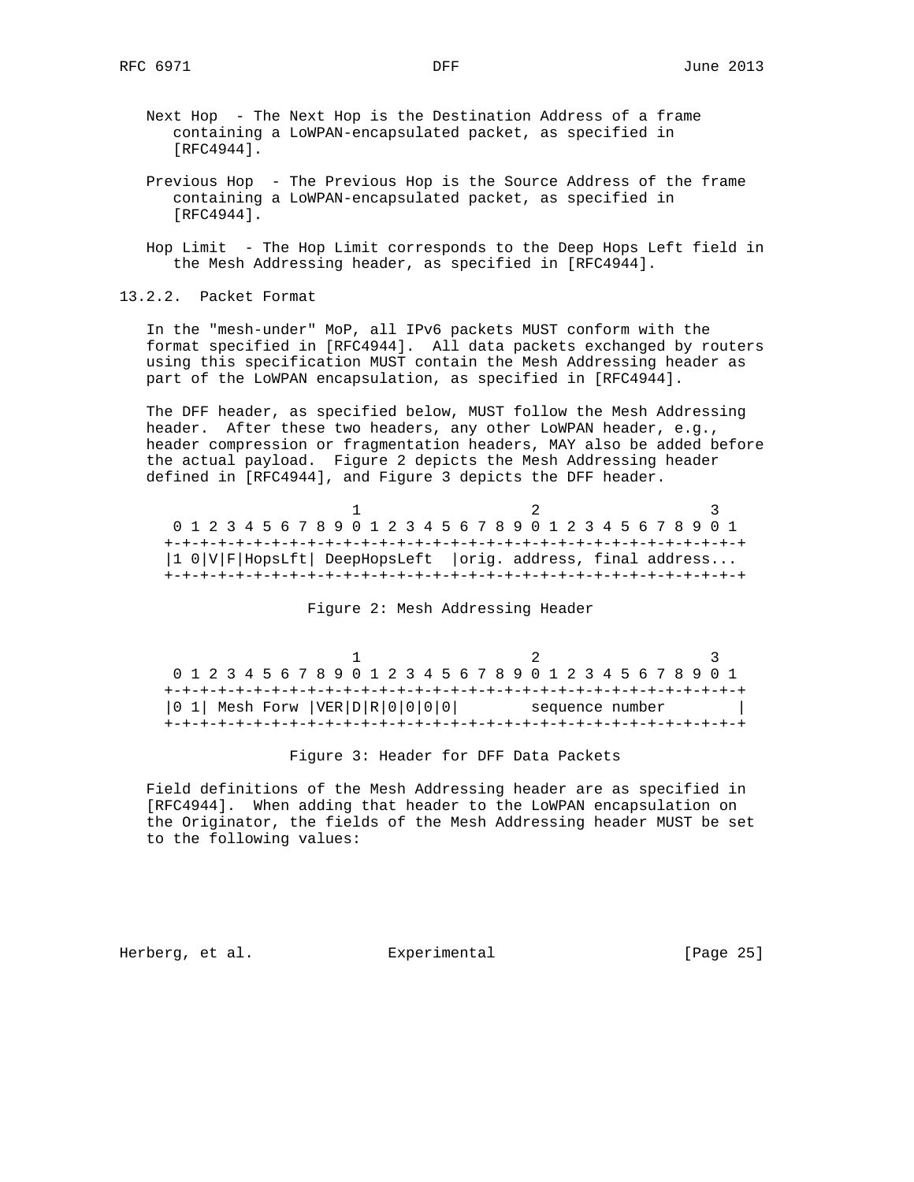Next Hop - The Next Hop is the Destination Address of a frame containing a LoWPAN-encapsulated packet, as specified in [RFC4944].

Previous Hop - The Previous Hop is the Source Address of the frame containing a LoWPAN-encapsulated packet, as specified in [RFC4944].

Hop Limit - The Hop Limit corresponds to the Deep Hops Left field in the Mesh Addressing header, as specified in [RFC4944].

### 13.2.2. Packet Format

In the "mesh-under" MoP, all IPv6 packets MUST conform with the format specified in [RFC4944]. All data packets exchanged by routers using this specification MUST contain the Mesh Addressing header as part of the LoWPAN encapsulation, as specified in [RFC4944].

The DFF header, as specified below, MUST follow the Mesh Addressing header. After these two headers, any other LoWPAN header, e.g., header compression or fragmentation headers, MAY also be added before the actual payload. Figure 2 depicts the Mesh Addressing header defined in [RFC4944], and Figure 3 depicts the DFF header.

```
                     1                   2                   3
 0 1 2 3 4 5 6 7 8 9 0 1 2 3 4 5 6 7 8 9 0 1 2 3 4 5 6 7 8 9 0 1
+-+-+-+-+-+-+-+-+-+-+-+-+-+-+-+-+-+-+-+-+-+-+-+-+-+-+-+-+-+-+-+-+
|1 0|V|F|HopsLft| DeepHopsLeft  |orig. address, final address...
+-+-+-+-+-+-+-+-+-+-+-+-+-+-+-+-+-+-+-+-+-+-+-+-+-+-+-+-+-+-+-+-+
```

Figure 2: Mesh Addressing Header

```
                     1                   2                   3
 0 1 2 3 4 5 6 7 8 9 0 1 2 3 4 5 6 7 8 9 0 1 2 3 4 5 6 7 8 9 0 1
+-+-+-+-+-+-+-+-+-+-+-+-+-+-+-+-+-+-+-+-+-+-+-+-+-+-+-+-+-+-+-+-+
|0 1| Mesh Forw |VER|D|R|0|0|0|0|       sequence number         |
+-+-+-+-+-+-+-+-+-+-+-+-+-+-+-+-+-+-+-+-+-+-+-+-+-+-+-+-+-+-+-+-+
```

Figure 3: Header for DFF Data Packets

Field definitions of the Mesh Addressing header are as specified in [RFC4944]. When adding that header to the LoWPAN encapsulation on the Originator, the fields of the Mesh Addressing header MUST be set to the following values: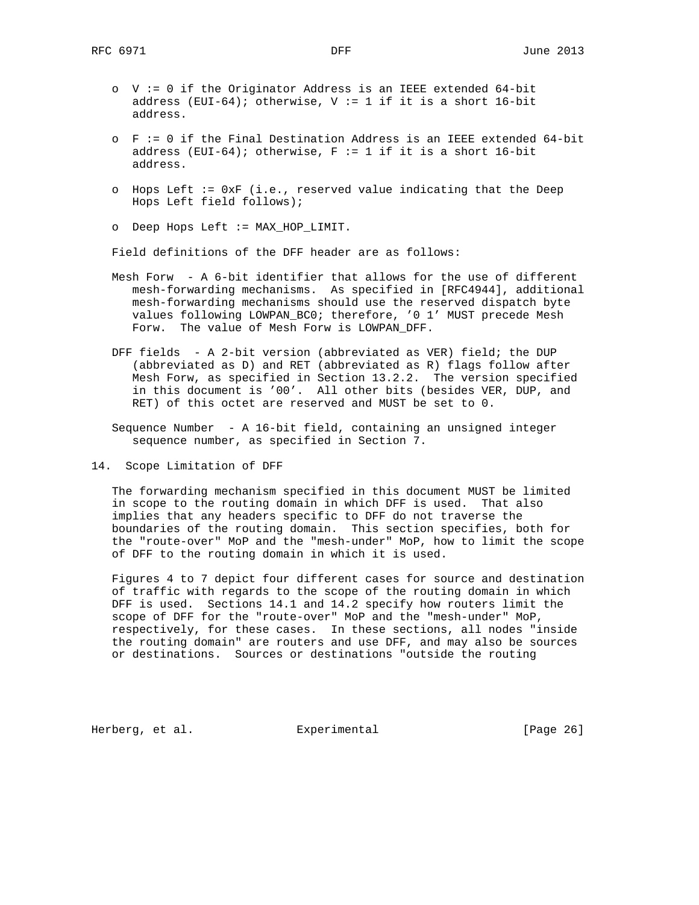- V := 0 if the Originator Address is an IEEE extended 64-bit address (EUI-64); otherwise, V := 1 if it is a short 16-bit address.

- F := 0 if the Final Destination Address is an IEEE extended 64-bit address (EUI-64); otherwise, F := 1 if it is a short 16-bit address.

- Hops Left := 0xF (i.e., reserved value indicating that the Deep Hops Left field follows);

- Deep Hops Left := MAX_HOP_LIMIT.

Field definitions of the DFF header are as follows:

Mesh Forw - A 6-bit identifier that allows for the use of different mesh-forwarding mechanisms. As specified in [RFC4944], additional mesh-forwarding mechanisms should use the reserved dispatch byte values following LOWPAN_BC0; therefore, '0 1' MUST precede Mesh Forw. The value of Mesh Forw is LOWPAN_DFF.

DFF fields - A 2-bit version (abbreviated as VER) field; the DUP (abbreviated as D) and RET (abbreviated as R) flags follow after Mesh Forw, as specified in Section 13.2.2. The version specified in this document is '00'. All other bits (besides VER, DUP, and RET) of this octet are reserved and MUST be set to 0.

Sequence Number - A 16-bit field, containing an unsigned integer sequence number, as specified in Section 7.

## 14. Scope Limitation of DFF

The forwarding mechanism specified in this document MUST be limited in scope to the routing domain in which DFF is used. That also implies that any headers specific to DFF do not traverse the boundaries of the routing domain. This section specifies, both for the "route-over" MoP and the "mesh-under" MoP, how to limit the scope of DFF to the routing domain in which it is used.

Figures 4 to 7 depict four different cases for source and destination of traffic with regards to the scope of the routing domain in which DFF is used. Sections 14.1 and 14.2 specify how routers limit the scope of DFF for the "route-over" MoP and the "mesh-under" MoP, respectively, for these cases. In these sections, all nodes "inside the routing domain" are routers and use DFF, and may also be sources or destinations. Sources or destinations "outside the routing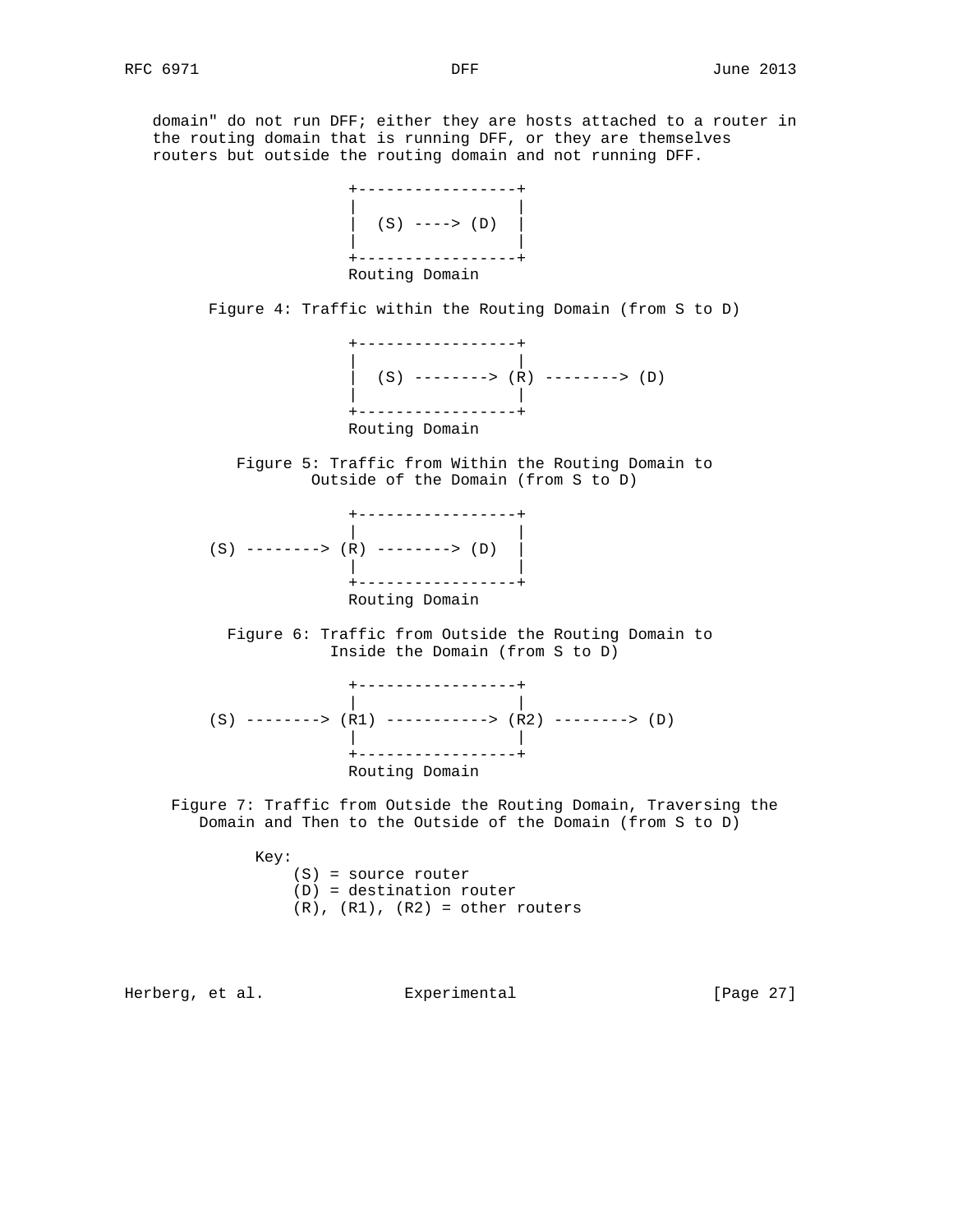domain" do not run DFF; either they are hosts attached to a router in the routing domain that is running DFF, or they are themselves routers but outside the routing domain and not running DFF.

```
                  +-----------------+
                  |                 |
                  |  (S) ----> (D)  |
                  |                 |
                  +-----------------+
                  Routing Domain
```

Figure 4: Traffic within the Routing Domain (from S to D)

```
                  +-----------------+
                  |                 |
                  |  (S) --------> (R) --------> (D)
                  |                 |
                  +-----------------+
                  Routing Domain
```

Figure 5: Traffic from Within the Routing Domain to Outside of the Domain (from S to D)

```
                  +-----------------+
                  |                 |
    (S) --------> (R) --------> (D)  |
                  |                 |
                  +-----------------+
                  Routing Domain
```

Figure 6: Traffic from Outside the Routing Domain to Inside the Domain (from S to D)

```
                  +-----------------+
                  |                 |
    (S) --------> (R1) -----------> (R2) --------> (D)
                  |                 |
                  +-----------------+
                  Routing Domain
```

Figure 7: Traffic from Outside the Routing Domain, Traversing the Domain and Then to the Outside of the Domain (from S to D)

Key:
- (S) = source router
- (D) = destination router
- (R), (R1), (R2) = other routers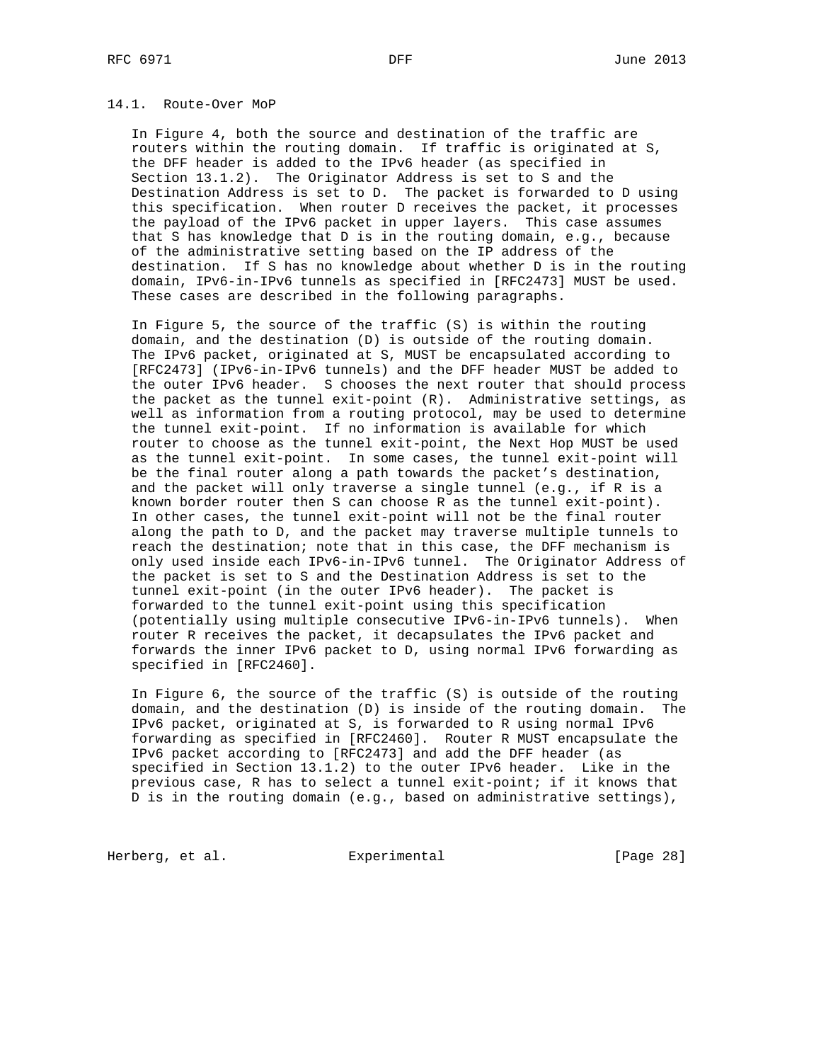### 14.1. Route-Over MoP

In Figure 4, both the source and destination of the traffic are routers within the routing domain. If traffic is originated at S, the DFF header is added to the IPv6 header (as specified in Section 13.1.2). The Originator Address is set to S and the Destination Address is set to D. The packet is forwarded to D using this specification. When router D receives the packet, it processes the payload of the IPv6 packet in upper layers. This case assumes that S has knowledge that D is in the routing domain, e.g., because of the administrative setting based on the IP address of the destination. If S has no knowledge about whether D is in the routing domain, IPv6-in-IPv6 tunnels as specified in [RFC2473] MUST be used. These cases are described in the following paragraphs.

In Figure 5, the source of the traffic (S) is within the routing domain, and the destination (D) is outside of the routing domain. The IPv6 packet, originated at S, MUST be encapsulated according to [RFC2473] (IPv6-in-IPv6 tunnels) and the DFF header MUST be added to the outer IPv6 header. S chooses the next router that should process the packet as the tunnel exit-point (R). Administrative settings, as well as information from a routing protocol, may be used to determine the tunnel exit-point. If no information is available for which router to choose as the tunnel exit-point, the Next Hop MUST be used as the tunnel exit-point. In some cases, the tunnel exit-point will be the final router along a path towards the packet's destination, and the packet will only traverse a single tunnel (e.g., if R is a known border router then S can choose R as the tunnel exit-point). In other cases, the tunnel exit-point will not be the final router along the path to D, and the packet may traverse multiple tunnels to reach the destination; note that in this case, the DFF mechanism is only used inside each IPv6-in-IPv6 tunnel. The Originator Address of the packet is set to S and the Destination Address is set to the tunnel exit-point (in the outer IPv6 header). The packet is forwarded to the tunnel exit-point using this specification (potentially using multiple consecutive IPv6-in-IPv6 tunnels). When router R receives the packet, it decapsulates the IPv6 packet and forwards the inner IPv6 packet to D, using normal IPv6 forwarding as specified in [RFC2460].

In Figure 6, the source of the traffic (S) is outside of the routing domain, and the destination (D) is inside of the routing domain. The IPv6 packet, originated at S, is forwarded to R using normal IPv6 forwarding as specified in [RFC2460]. Router R MUST encapsulate the IPv6 packet according to [RFC2473] and add the DFF header (as specified in Section 13.1.2) to the outer IPv6 header. Like in the previous case, R has to select a tunnel exit-point; if it knows that D is in the routing domain (e.g., based on administrative settings),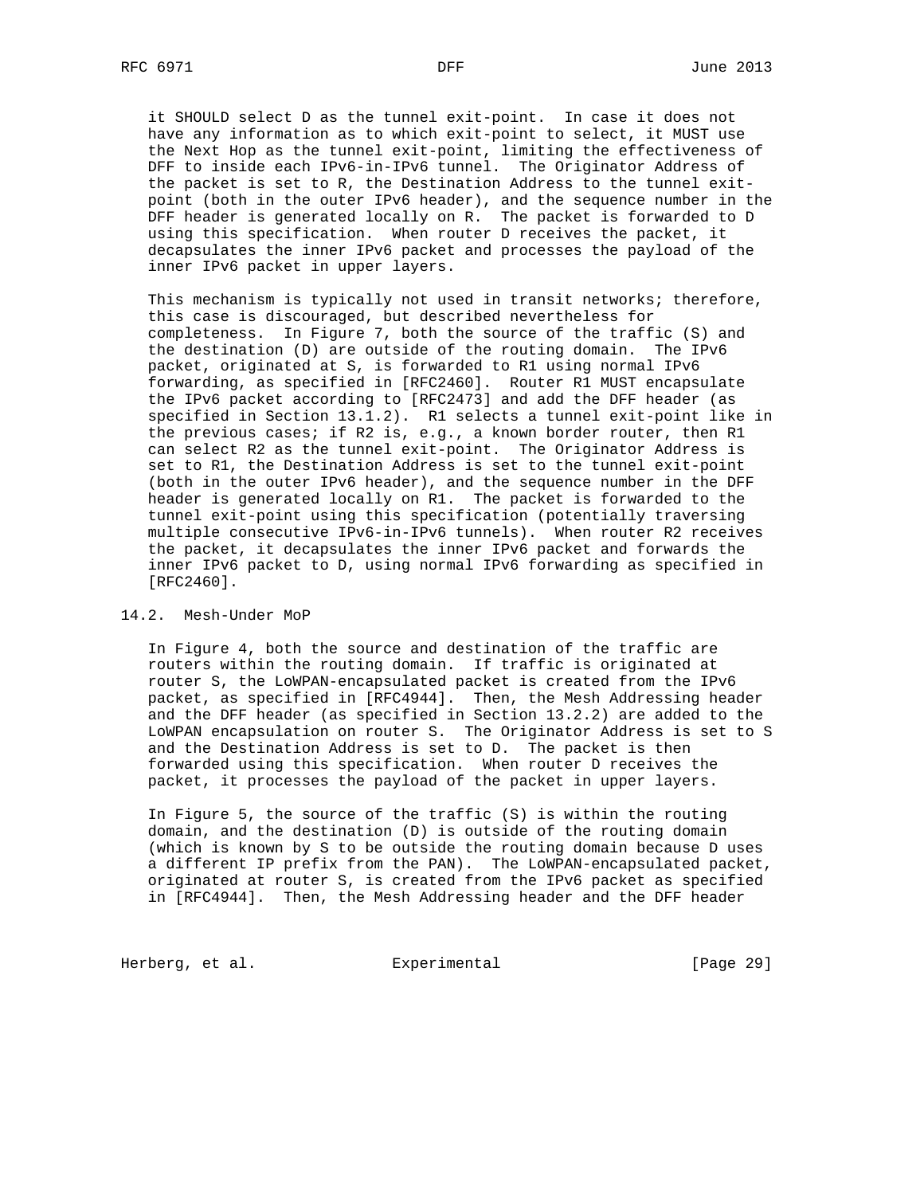it SHOULD select D as the tunnel exit-point. In case it does not have any information as to which exit-point to select, it MUST use the Next Hop as the tunnel exit-point, limiting the effectiveness of DFF to inside each IPv6-in-IPv6 tunnel. The Originator Address of the packet is set to R, the Destination Address to the tunnel exit-point (both in the outer IPv6 header), and the sequence number in the DFF header is generated locally on R. The packet is forwarded to D using this specification. When router D receives the packet, it decapsulates the inner IPv6 packet and processes the payload of the inner IPv6 packet in upper layers.

This mechanism is typically not used in transit networks; therefore, this case is discouraged, but described nevertheless for completeness. In Figure 7, both the source of the traffic (S) and the destination (D) are outside of the routing domain. The IPv6 packet, originated at S, is forwarded to R1 using normal IPv6 forwarding, as specified in [RFC2460]. Router R1 MUST encapsulate the IPv6 packet according to [RFC2473] and add the DFF header (as specified in Section 13.1.2). R1 selects a tunnel exit-point like in the previous cases; if R2 is, e.g., a known border router, then R1 can select R2 as the tunnel exit-point. The Originator Address is set to R1, the Destination Address is set to the tunnel exit-point (both in the outer IPv6 header), and the sequence number in the DFF header is generated locally on R1. The packet is forwarded to the tunnel exit-point using this specification (potentially traversing multiple consecutive IPv6-in-IPv6 tunnels). When router R2 receives the packet, it decapsulates the inner IPv6 packet and forwards the inner IPv6 packet to D, using normal IPv6 forwarding as specified in [RFC2460].

## 14.2. Mesh-Under MoP

In Figure 4, both the source and destination of the traffic are routers within the routing domain. If traffic is originated at router S, the LoWPAN-encapsulated packet is created from the IPv6 packet, as specified in [RFC4944]. Then, the Mesh Addressing header and the DFF header (as specified in Section 13.2.2) are added to the LoWPAN encapsulation on router S. The Originator Address is set to S and the Destination Address is set to D. The packet is then forwarded using this specification. When router D receives the packet, it processes the payload of the packet in upper layers.

In Figure 5, the source of the traffic (S) is within the routing domain, and the destination (D) is outside of the routing domain (which is known by S to be outside the routing domain because D uses a different IP prefix from the PAN). The LoWPAN-encapsulated packet, originated at router S, is created from the IPv6 packet as specified in [RFC4944]. Then, the Mesh Addressing header and the DFF header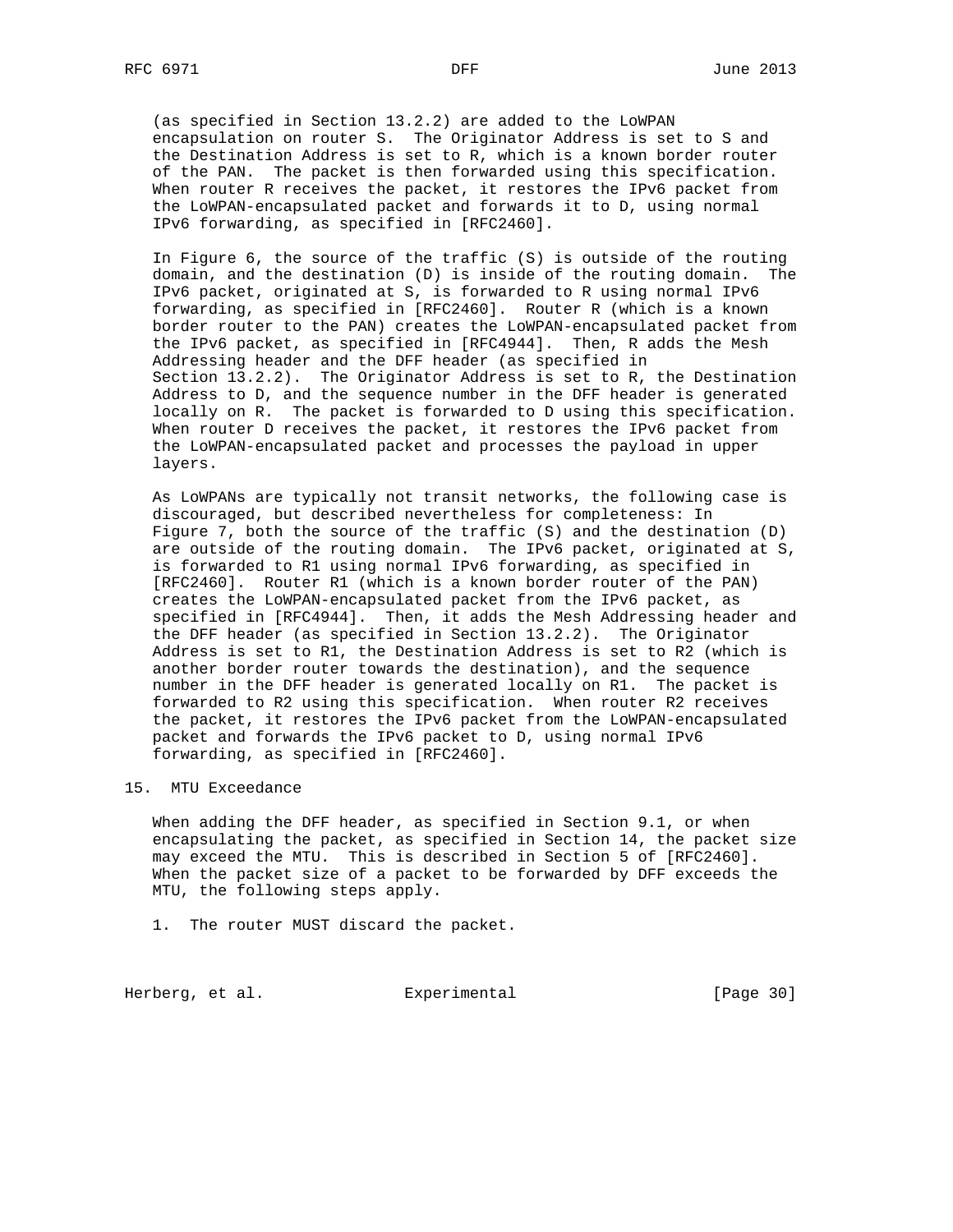(as specified in Section 13.2.2) are added to the LoWPAN encapsulation on router S. The Originator Address is set to S and the Destination Address is set to R, which is a known border router of the PAN. The packet is then forwarded using this specification. When router R receives the packet, it restores the IPv6 packet from the LoWPAN-encapsulated packet and forwards it to D, using normal IPv6 forwarding, as specified in [RFC2460].

In Figure 6, the source of the traffic (S) is outside of the routing domain, and the destination (D) is inside of the routing domain. The IPv6 packet, originated at S, is forwarded to R using normal IPv6 forwarding, as specified in [RFC2460]. Router R (which is a known border router to the PAN) creates the LoWPAN-encapsulated packet from the IPv6 packet, as specified in [RFC4944]. Then, R adds the Mesh Addressing header and the DFF header (as specified in Section 13.2.2). The Originator Address is set to R, the Destination Address to D, and the sequence number in the DFF header is generated locally on R. The packet is forwarded to D using this specification. When router D receives the packet, it restores the IPv6 packet from the LoWPAN-encapsulated packet and processes the payload in upper layers.

As LoWPANs are typically not transit networks, the following case is discouraged, but described nevertheless for completeness: In Figure 7, both the source of the traffic (S) and the destination (D) are outside of the routing domain. The IPv6 packet, originated at S, is forwarded to R1 using normal IPv6 forwarding, as specified in [RFC2460]. Router R1 (which is a known border router of the PAN) creates the LoWPAN-encapsulated packet from the IPv6 packet, as specified in [RFC4944]. Then, it adds the Mesh Addressing header and the DFF header (as specified in Section 13.2.2). The Originator Address is set to R1, the Destination Address is set to R2 (which is another border router towards the destination), and the sequence number in the DFF header is generated locally on R1. The packet is forwarded to R2 using this specification. When router R2 receives the packet, it restores the IPv6 packet from the LoWPAN-encapsulated packet and forwards the IPv6 packet to D, using normal IPv6 forwarding, as specified in [RFC2460].

## 15. MTU Exceedance

When adding the DFF header, as specified in Section 9.1, or when encapsulating the packet, as specified in Section 14, the packet size may exceed the MTU. This is described in Section 5 of [RFC2460]. When the packet size of a packet to be forwarded by DFF exceeds the MTU, the following steps apply.

1. The router MUST discard the packet.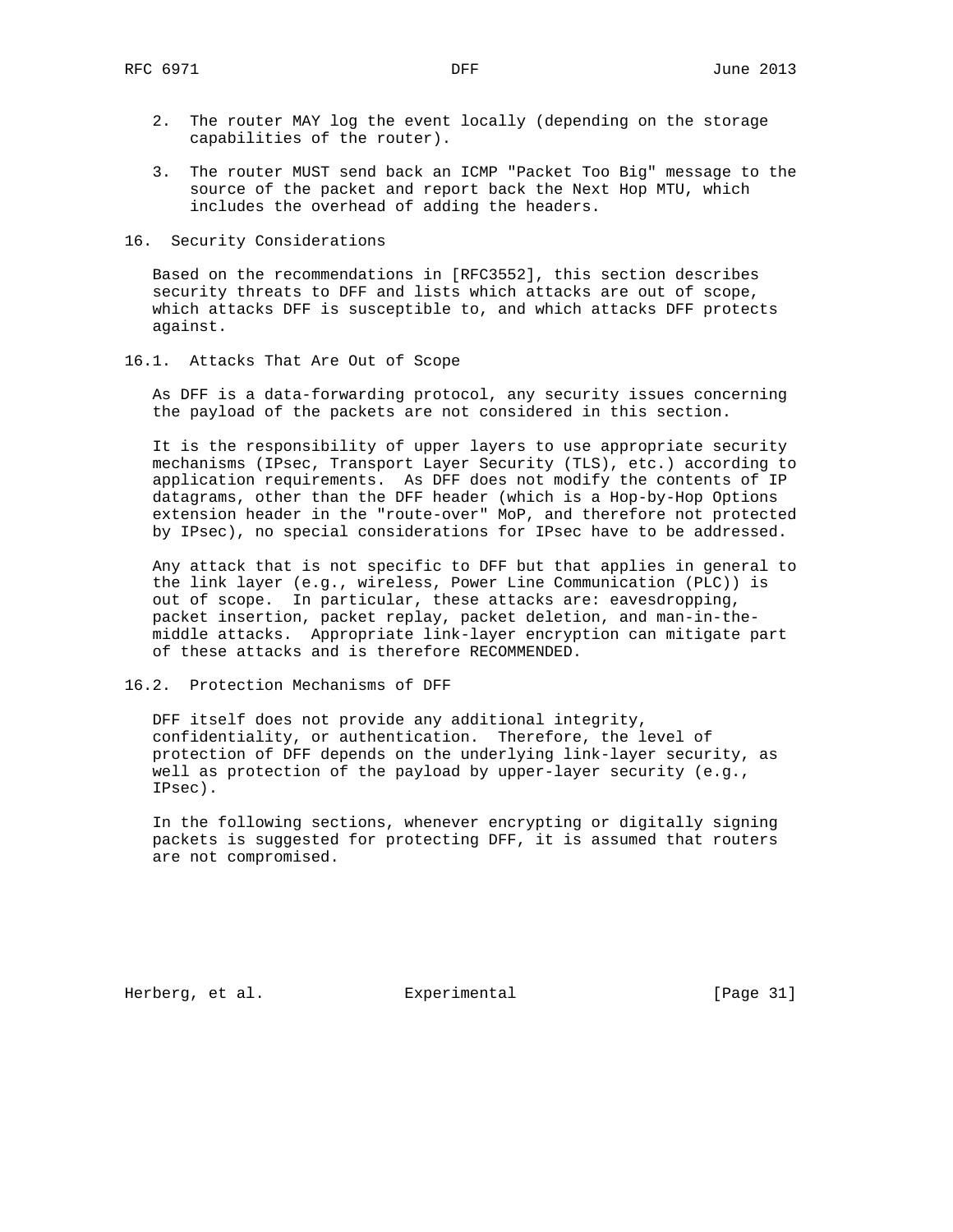2. The router MAY log the event locally (depending on the storage capabilities of the router).

3. The router MUST send back an ICMP "Packet Too Big" message to the source of the packet and report back the Next Hop MTU, which includes the overhead of adding the headers.

## 16. Security Considerations

Based on the recommendations in [RFC3552], this section describes security threats to DFF and lists which attacks are out of scope, which attacks DFF is susceptible to, and which attacks DFF protects against.

### 16.1. Attacks That Are Out of Scope

As DFF is a data-forwarding protocol, any security issues concerning the payload of the packets are not considered in this section.

It is the responsibility of upper layers to use appropriate security mechanisms (IPsec, Transport Layer Security (TLS), etc.) according to application requirements. As DFF does not modify the contents of IP datagrams, other than the DFF header (which is a Hop-by-Hop Options extension header in the "route-over" MoP, and therefore not protected by IPsec), no special considerations for IPsec have to be addressed.

Any attack that is not specific to DFF but that applies in general to the link layer (e.g., wireless, Power Line Communication (PLC)) is out of scope. In particular, these attacks are: eavesdropping, packet insertion, packet replay, packet deletion, and man-in-the-middle attacks. Appropriate link-layer encryption can mitigate part of these attacks and is therefore RECOMMENDED.

### 16.2. Protection Mechanisms of DFF

DFF itself does not provide any additional integrity, confidentiality, or authentication. Therefore, the level of protection of DFF depends on the underlying link-layer security, as well as protection of the payload by upper-layer security (e.g., IPsec).

In the following sections, whenever encrypting or digitally signing packets is suggested for protecting DFF, it is assumed that routers are not compromised.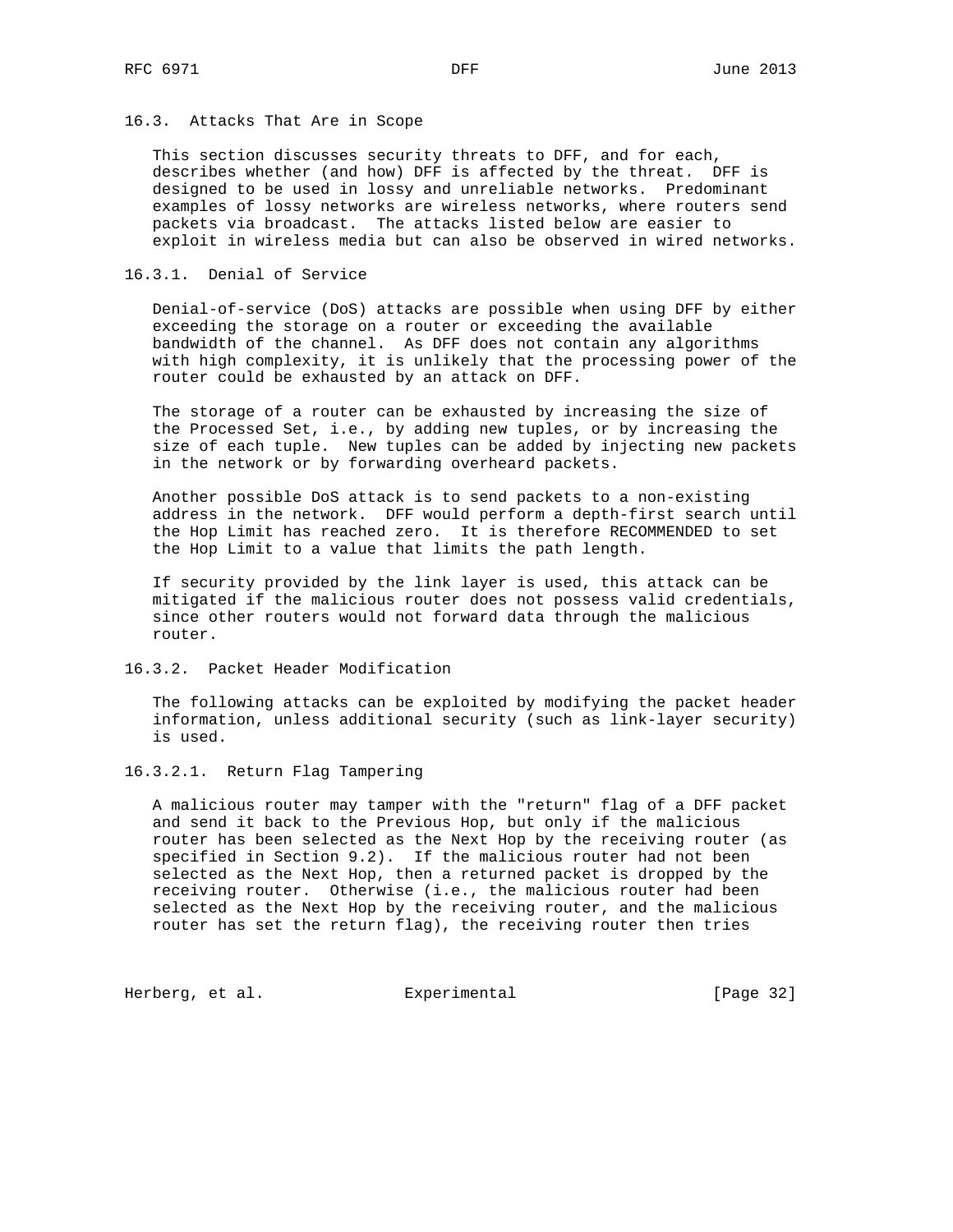### 16.3. Attacks That Are in Scope

This section discusses security threats to DFF, and for each, describes whether (and how) DFF is affected by the threat. DFF is designed to be used in lossy and unreliable networks. Predominant examples of lossy networks are wireless networks, where routers send packets via broadcast. The attacks listed below are easier to exploit in wireless media but can also be observed in wired networks.

#### 16.3.1. Denial of Service

Denial-of-service (DoS) attacks are possible when using DFF by either exceeding the storage on a router or exceeding the available bandwidth of the channel. As DFF does not contain any algorithms with high complexity, it is unlikely that the processing power of the router could be exhausted by an attack on DFF.

The storage of a router can be exhausted by increasing the size of the Processed Set, i.e., by adding new tuples, or by increasing the size of each tuple. New tuples can be added by injecting new packets in the network or by forwarding overheard packets.

Another possible DoS attack is to send packets to a non-existing address in the network. DFF would perform a depth-first search until the Hop Limit has reached zero. It is therefore RECOMMENDED to set the Hop Limit to a value that limits the path length.

If security provided by the link layer is used, this attack can be mitigated if the malicious router does not possess valid credentials, since other routers would not forward data through the malicious router.

#### 16.3.2. Packet Header Modification

The following attacks can be exploited by modifying the packet header information, unless additional security (such as link-layer security) is used.

##### 16.3.2.1. Return Flag Tampering

A malicious router may tamper with the "return" flag of a DFF packet and send it back to the Previous Hop, but only if the malicious router has been selected as the Next Hop by the receiving router (as specified in Section 9.2). If the malicious router had not been selected as the Next Hop, then a returned packet is dropped by the receiving router. Otherwise (i.e., the malicious router had been selected as the Next Hop by the receiving router, and the malicious router has set the return flag), the receiving router then tries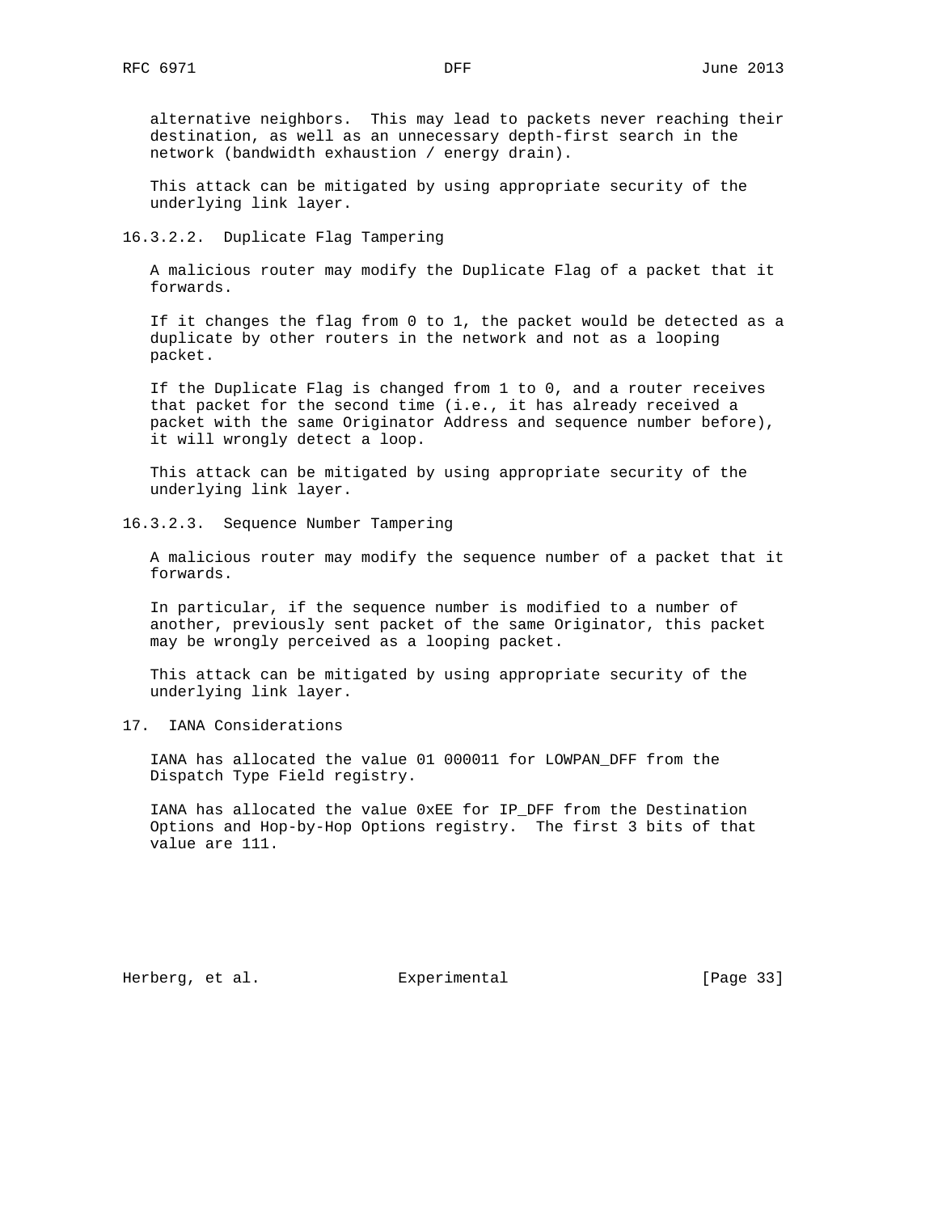alternative neighbors. This may lead to packets never reaching their destination, as well as an unnecessary depth-first search in the network (bandwidth exhaustion / energy drain).

This attack can be mitigated by using appropriate security of the underlying link layer.

#### 16.3.2.2. Duplicate Flag Tampering

A malicious router may modify the Duplicate Flag of a packet that it forwards.

If it changes the flag from 0 to 1, the packet would be detected as a duplicate by other routers in the network and not as a looping packet.

If the Duplicate Flag is changed from 1 to 0, and a router receives that packet for the second time (i.e., it has already received a packet with the same Originator Address and sequence number before), it will wrongly detect a loop.

This attack can be mitigated by using appropriate security of the underlying link layer.

#### 16.3.2.3. Sequence Number Tampering

A malicious router may modify the sequence number of a packet that it forwards.

In particular, if the sequence number is modified to a number of another, previously sent packet of the same Originator, this packet may be wrongly perceived as a looping packet.

This attack can be mitigated by using appropriate security of the underlying link layer.

## 17. IANA Considerations

IANA has allocated the value 01 000011 for LOWPAN_DFF from the Dispatch Type Field registry.

IANA has allocated the value 0xEE for IP_DFF from the Destination Options and Hop-by-Hop Options registry. The first 3 bits of that value are 111.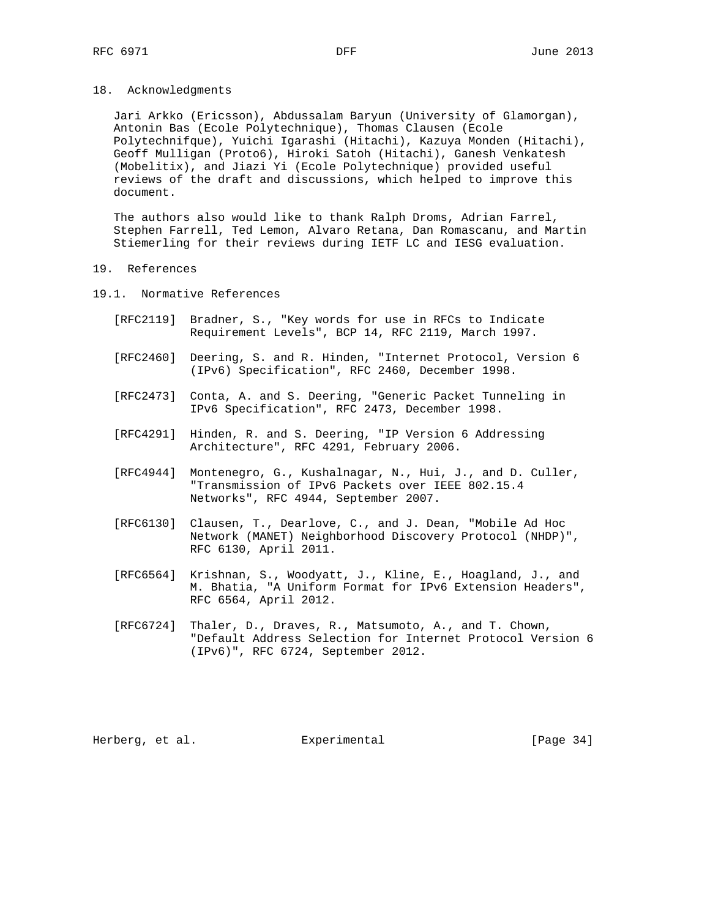## 18. Acknowledgments

Jari Arkko (Ericsson), Abdussalam Baryun (University of Glamorgan), Antonin Bas (Ecole Polytechnique), Thomas Clausen (Ecole Polytechnifque), Yuichi Igarashi (Hitachi), Kazuya Monden (Hitachi), Geoff Mulligan (Proto6), Hiroki Satoh (Hitachi), Ganesh Venkatesh (Mobelitix), and Jiazi Yi (Ecole Polytechnique) provided useful reviews of the draft and discussions, which helped to improve this document.

The authors also would like to thank Ralph Droms, Adrian Farrel, Stephen Farrell, Ted Lemon, Alvaro Retana, Dan Romascanu, and Martin Stiemerling for their reviews during IETF LC and IESG evaluation.

## 19. References

### 19.1. Normative References

[RFC2119] Bradner, S., "Key words for use in RFCs to Indicate Requirement Levels", BCP 14, RFC 2119, March 1997.

[RFC2460] Deering, S. and R. Hinden, "Internet Protocol, Version 6 (IPv6) Specification", RFC 2460, December 1998.

[RFC2473] Conta, A. and S. Deering, "Generic Packet Tunneling in IPv6 Specification", RFC 2473, December 1998.

[RFC4291] Hinden, R. and S. Deering, "IP Version 6 Addressing Architecture", RFC 4291, February 2006.

[RFC4944] Montenegro, G., Kushalnagar, N., Hui, J., and D. Culler, "Transmission of IPv6 Packets over IEEE 802.15.4 Networks", RFC 4944, September 2007.

[RFC6130] Clausen, T., Dearlove, C., and J. Dean, "Mobile Ad Hoc Network (MANET) Neighborhood Discovery Protocol (NHDP)", RFC 6130, April 2011.

[RFC6564] Krishnan, S., Woodyatt, J., Kline, E., Hoagland, J., and M. Bhatia, "A Uniform Format for IPv6 Extension Headers", RFC 6564, April 2012.

[RFC6724] Thaler, D., Draves, R., Matsumoto, A., and T. Chown, "Default Address Selection for Internet Protocol Version 6 (IPv6)", RFC 6724, September 2012.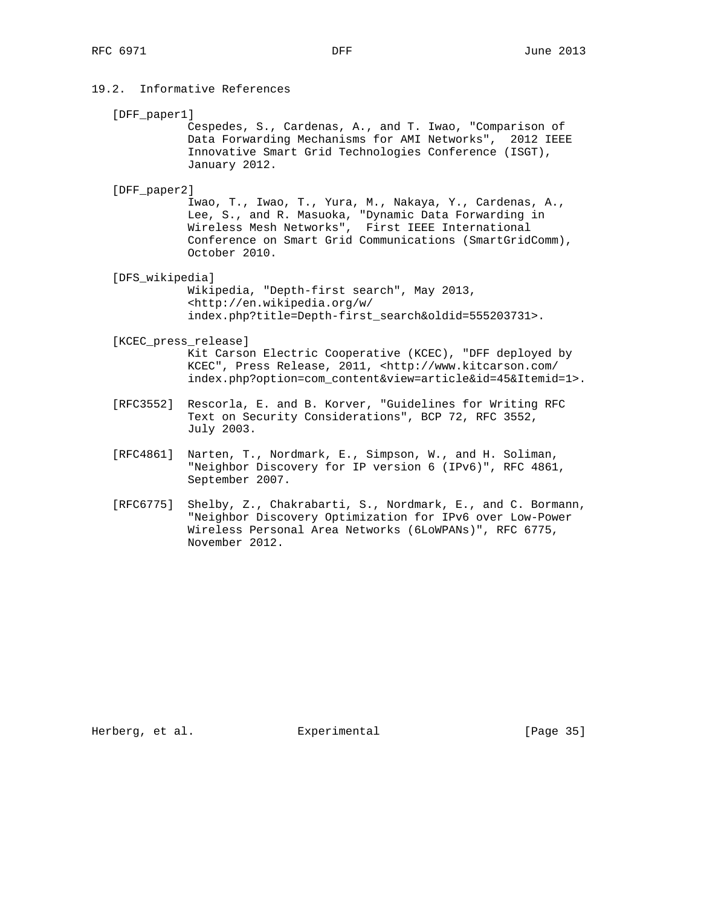## 19.2. Informative References

[DFF_paper1]
Cespedes, S., Cardenas, A., and T. Iwao, "Comparison of Data Forwarding Mechanisms for AMI Networks", 2012 IEEE Innovative Smart Grid Technologies Conference (ISGT), January 2012.

[DFF_paper2]
Iwao, T., Iwao, T., Yura, M., Nakaya, Y., Cardenas, A., Lee, S., and R. Masuoka, "Dynamic Data Forwarding in Wireless Mesh Networks", First IEEE International Conference on Smart Grid Communications (SmartGridComm), October 2010.

[DFS_wikipedia]
Wikipedia, "Depth-first search", May 2013, <http://en.wikipedia.org/w/index.php?title=Depth-first_search&oldid=555203731>.

[KCEC_press_release]
Kit Carson Electric Cooperative (KCEC), "DFF deployed by KCEC", Press Release, 2011, <http://www.kitcarson.com/index.php?option=com_content&view=article&id=45&Itemid=1>.

[RFC3552] Rescorla, E. and B. Korver, "Guidelines for Writing RFC Text on Security Considerations", BCP 72, RFC 3552, July 2003.

[RFC4861] Narten, T., Nordmark, E., Simpson, W., and H. Soliman, "Neighbor Discovery for IP version 6 (IPv6)", RFC 4861, September 2007.

[RFC6775] Shelby, Z., Chakrabarti, S., Nordmark, E., and C. Bormann, "Neighbor Discovery Optimization for IPv6 over Low-Power Wireless Personal Area Networks (6LoWPANs)", RFC 6775, November 2012.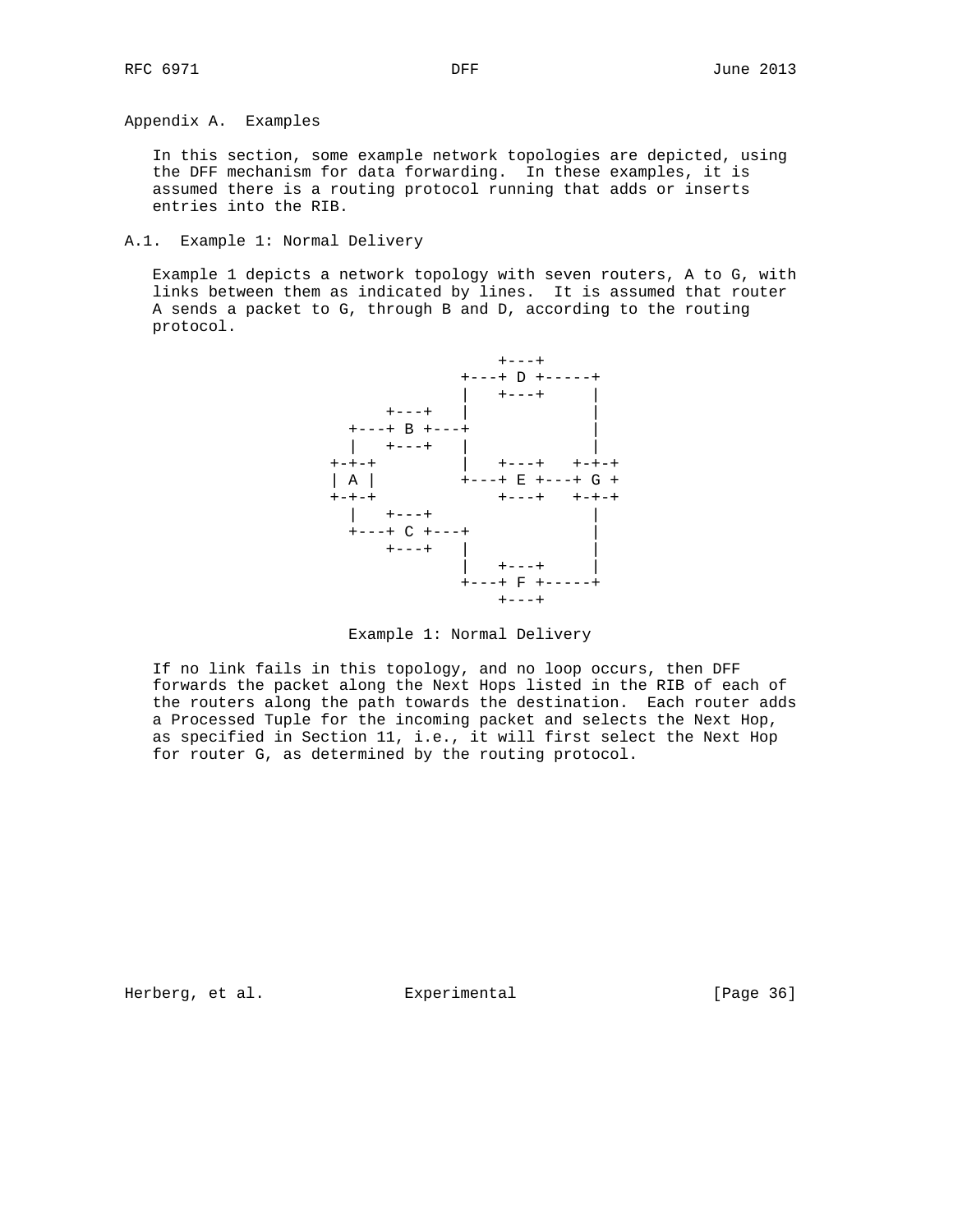## Appendix A. Examples

In this section, some example network topologies are depicted, using the DFF mechanism for data forwarding. In these examples, it is assumed there is a routing protocol running that adds or inserts entries into the RIB.

### A.1. Example 1: Normal Delivery

Example 1 depicts a network topology with seven routers, A to G, with links between them as indicated by lines. It is assumed that router A sends a packet to G, through B and D, according to the routing protocol.

```
                         +---+
                     +---+ D +-----+
                     |   +---+     |
             +---+   |             |
         +---+ B +---+             |
         |   +---+   |             |
       +-+-+         |   +---+   +-+-+
       | A |         +---+ E +---+ G +
       +-+-+             +---+   +-+-+
         |   +---+                 |
         +---+ C +---+             |
             +---+   |             |
                     |   +---+     |
                     +---+ F +-----+
                         +---+
```

Example 1: Normal Delivery

If no link fails in this topology, and no loop occurs, then DFF forwards the packet along the Next Hops listed in the RIB of each of the routers along the path towards the destination. Each router adds a Processed Tuple for the incoming packet and selects the Next Hop, as specified in Section 11, i.e., it will first select the Next Hop for router G, as determined by the routing protocol.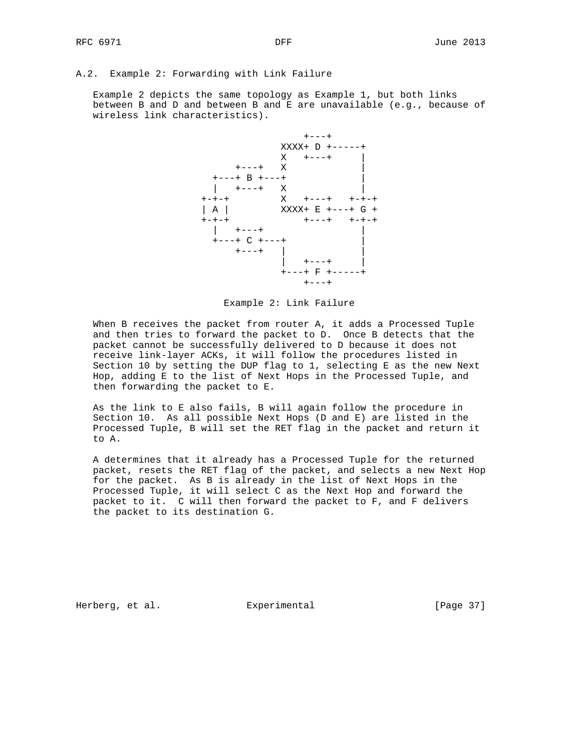### A.2. Example 2: Forwarding with Link Failure

Example 2 depicts the same topology as Example 1, but both links between B and D and between B and E are unavailable (e.g., because of wireless link characteristics).

```
                        +---+
                    XXXX+ D +-----+
                    X   +---+     |
            +---+   X             |
        +---+ B +---+             |
        |   +---+   X             |
      +-+-+         X   +---+   +-+-+
      | A |         XXXX+ E +---+ G +
      +-+-+             +---+   +-+-+
        |   +---+                 |
        +---+ C +---+             |
            +---+   |             |
                    |   +---+     |
                    +---+ F +-----+
                        +---+
```

Example 2: Link Failure

When B receives the packet from router A, it adds a Processed Tuple and then tries to forward the packet to D. Once B detects that the packet cannot be successfully delivered to D because it does not receive link-layer ACKs, it will follow the procedures listed in Section 10 by setting the DUP flag to 1, selecting E as the new Next Hop, adding E to the list of Next Hops in the Processed Tuple, and then forwarding the packet to E.

As the link to E also fails, B will again follow the procedure in Section 10. As all possible Next Hops (D and E) are listed in the Processed Tuple, B will set the RET flag in the packet and return it to A.

A determines that it already has a Processed Tuple for the returned packet, resets the RET flag of the packet, and selects a new Next Hop for the packet. As B is already in the list of Next Hops in the Processed Tuple, it will select C as the Next Hop and forward the packet to it. C will then forward the packet to F, and F delivers the packet to its destination G.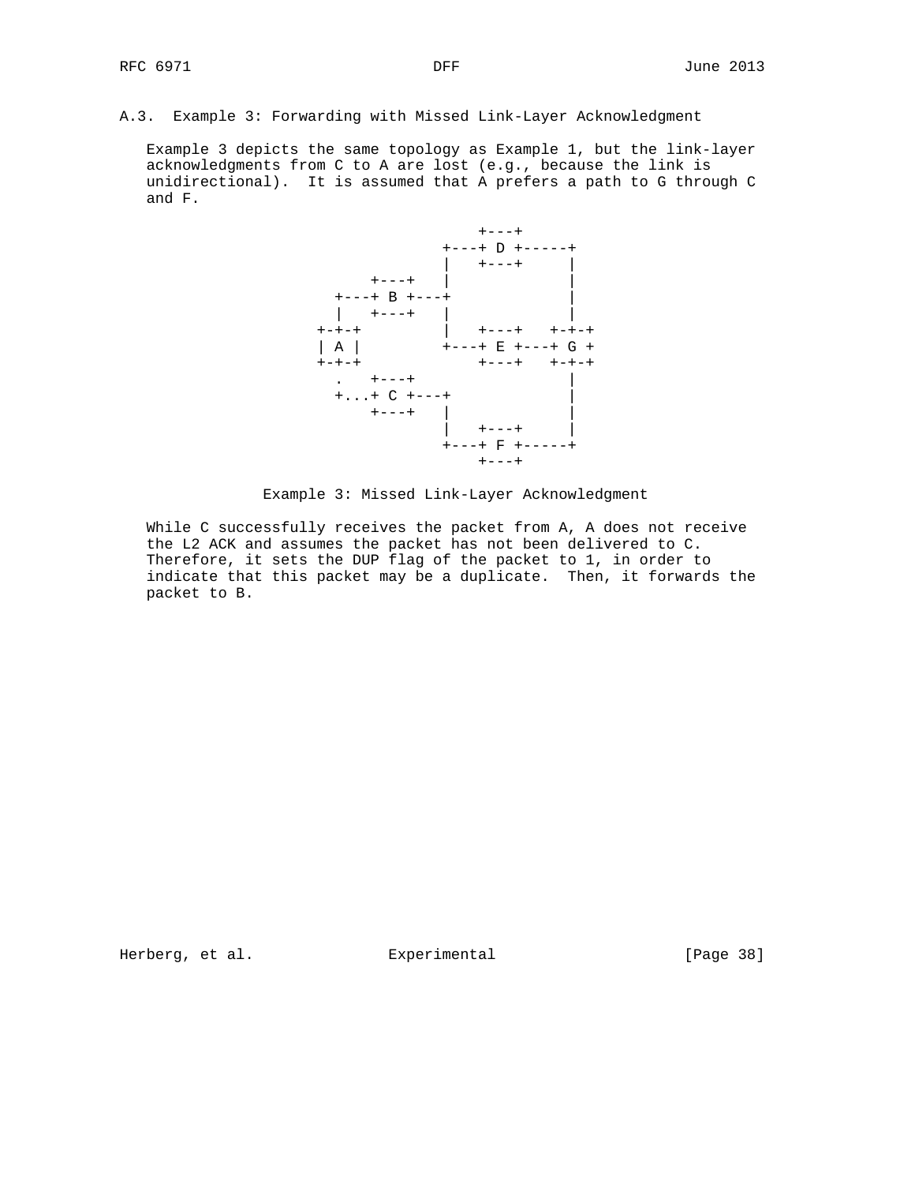### A.3. Example 3: Forwarding with Missed Link-Layer Acknowledgment

Example 3 depicts the same topology as Example 1, but the link-layer acknowledgments from C to A are lost (e.g., because the link is unidirectional). It is assumed that A prefers a path to G through C and F.

```
                         +---+
                     +---+ D +-----+
                     |   +---+     |
             +---+   |             |
         +---+ B +---+             |
         |   +---+   |             |
       +-+-+         |   +---+   +-+-+
       | A |         +---+ E +---+ G +
       +-+-+             +---+   +-+-+
         .   +---+                 |
         +...+ C +---+             |
             +---+   |             |
                     |   +---+     |
                     +---+ F +-----+
                         +---+
```

Example 3: Missed Link-Layer Acknowledgment

While C successfully receives the packet from A, A does not receive the L2 ACK and assumes the packet has not been delivered to C. Therefore, it sets the DUP flag of the packet to 1, in order to indicate that this packet may be a duplicate. Then, it forwards the packet to B.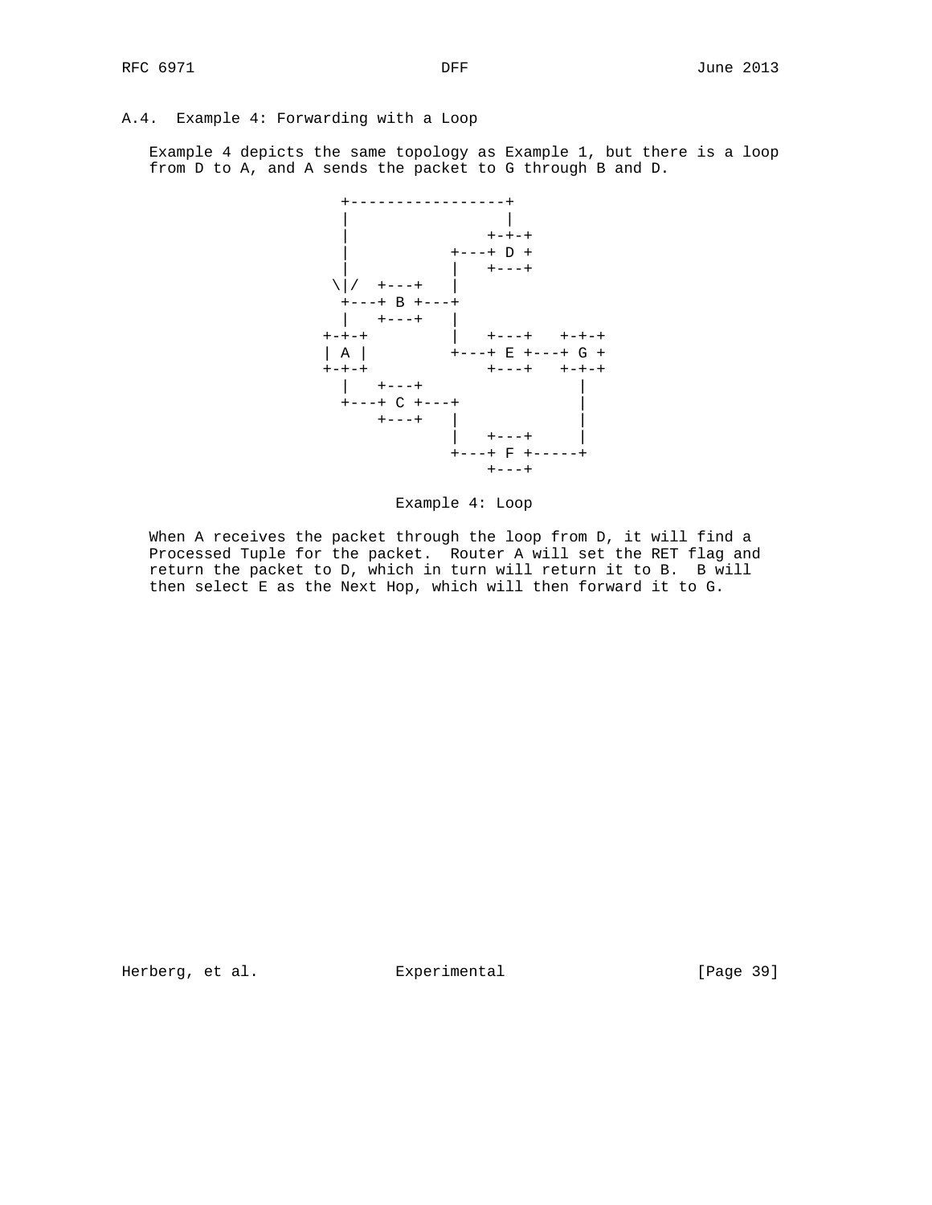### A.4. Example 4: Forwarding with a Loop

Example 4 depicts the same topology as Example 1, but there is a loop from D to A, and A sends the packet to G through B and D.

```
    +-----------------+
    |                 |
    |               +-+-+
    |           +---+ D +
    |           |   +---+
   \|/  +---+   |
    +---+ B +---+
    |   +---+   |
  +-+-+         |   +---+   +-+-+
  | A |         +---+ E +---+ G +
  +-+-+             +---+   +-+-+
    |   +---+                 |
    +---+ C +---+             |
        +---+   |             |
                |   +---+     |
                +---+ F +-----+
                    +---+
```

Example 4: Loop

When A receives the packet through the loop from D, it will find a Processed Tuple for the packet. Router A will set the RET flag and return the packet to D, which in turn will return it to B. B will then select E as the Next Hop, which will then forward it to G.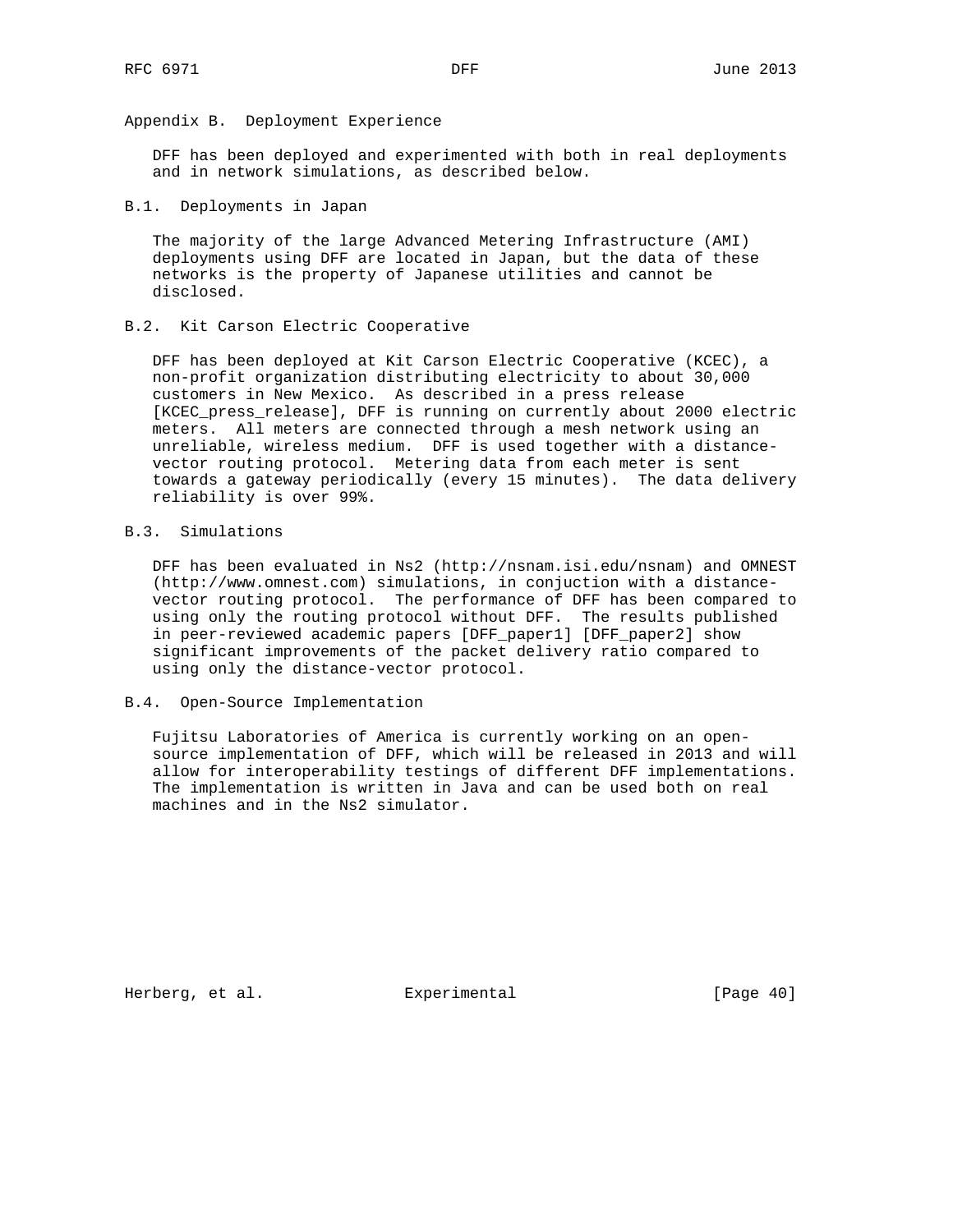# Appendix B. Deployment Experience

DFF has been deployed and experimented with both in real deployments and in network simulations, as described below.

## B.1. Deployments in Japan

The majority of the large Advanced Metering Infrastructure (AMI) deployments using DFF are located in Japan, but the data of these networks is the property of Japanese utilities and cannot be disclosed.

## B.2. Kit Carson Electric Cooperative

DFF has been deployed at Kit Carson Electric Cooperative (KCEC), a non-profit organization distributing electricity to about 30,000 customers in New Mexico. As described in a press release [KCEC_press_release], DFF is running on currently about 2000 electric meters. All meters are connected through a mesh network using an unreliable, wireless medium. DFF is used together with a distance-vector routing protocol. Metering data from each meter is sent towards a gateway periodically (every 15 minutes). The data delivery reliability is over 99%.

## B.3. Simulations

DFF has been evaluated in Ns2 (http://nsnam.isi.edu/nsnam) and OMNEST (http://www.omnest.com) simulations, in conjuction with a distance-vector routing protocol. The performance of DFF has been compared to using only the routing protocol without DFF. The results published in peer-reviewed academic papers [DFF_paper1] [DFF_paper2] show significant improvements of the packet delivery ratio compared to using only the distance-vector protocol.

## B.4. Open-Source Implementation

Fujitsu Laboratories of America is currently working on an open-source implementation of DFF, which will be released in 2013 and will allow for interoperability testings of different DFF implementations. The implementation is written in Java and can be used both on real machines and in the Ns2 simulator.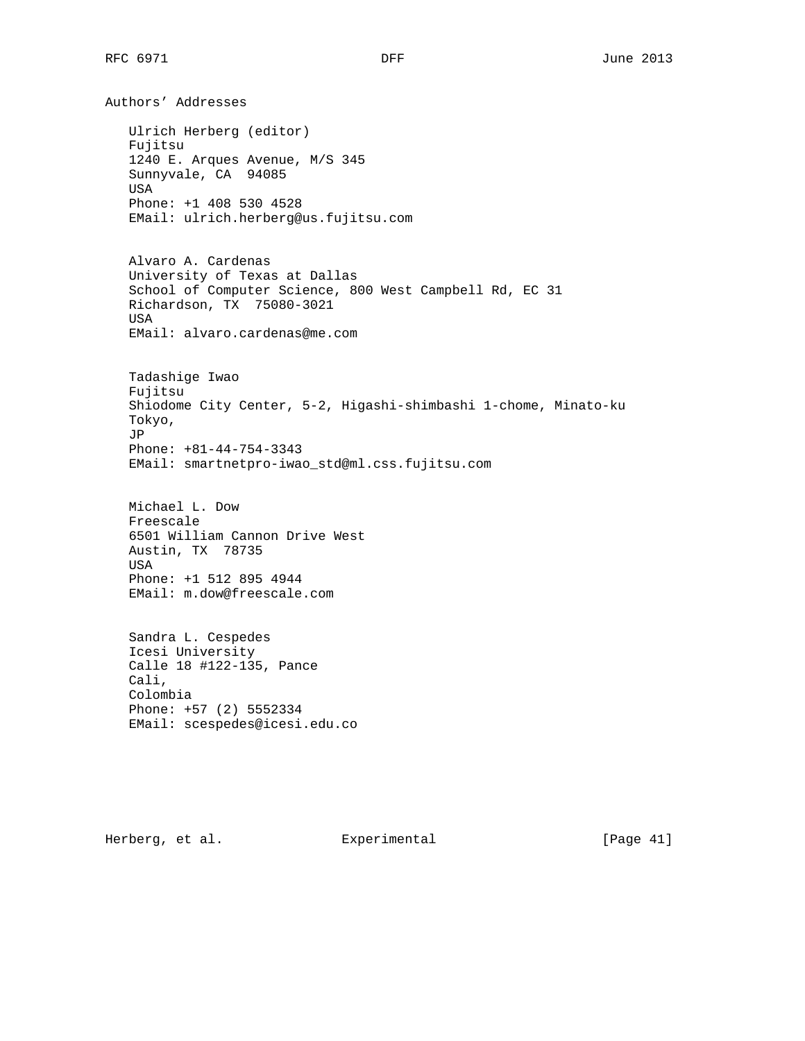## Authors' Addresses

Ulrich Herberg (editor)
Fujitsu
1240 E. Arques Avenue, M/S 345
Sunnyvale, CA  94085
USA
Phone: +1 408 530 4528
EMail: ulrich.herberg@us.fujitsu.com

Alvaro A. Cardenas
University of Texas at Dallas
School of Computer Science, 800 West Campbell Rd, EC 31
Richardson, TX  75080-3021
USA
EMail: alvaro.cardenas@me.com

Tadashige Iwao
Fujitsu
Shiodome City Center, 5-2, Higashi-shimbashi 1-chome, Minato-ku
Tokyo,
JP
Phone: +81-44-754-3343
EMail: smartnetpro-iwao_std@ml.css.fujitsu.com

Michael L. Dow
Freescale
6501 William Cannon Drive West
Austin, TX  78735
USA
Phone: +1 512 895 4944
EMail: m.dow@freescale.com

Sandra L. Cespedes
Icesi University
Calle 18 #122-135, Pance
Cali,
Colombia
Phone: +57 (2) 5552334
EMail: scespedes@icesi.edu.co